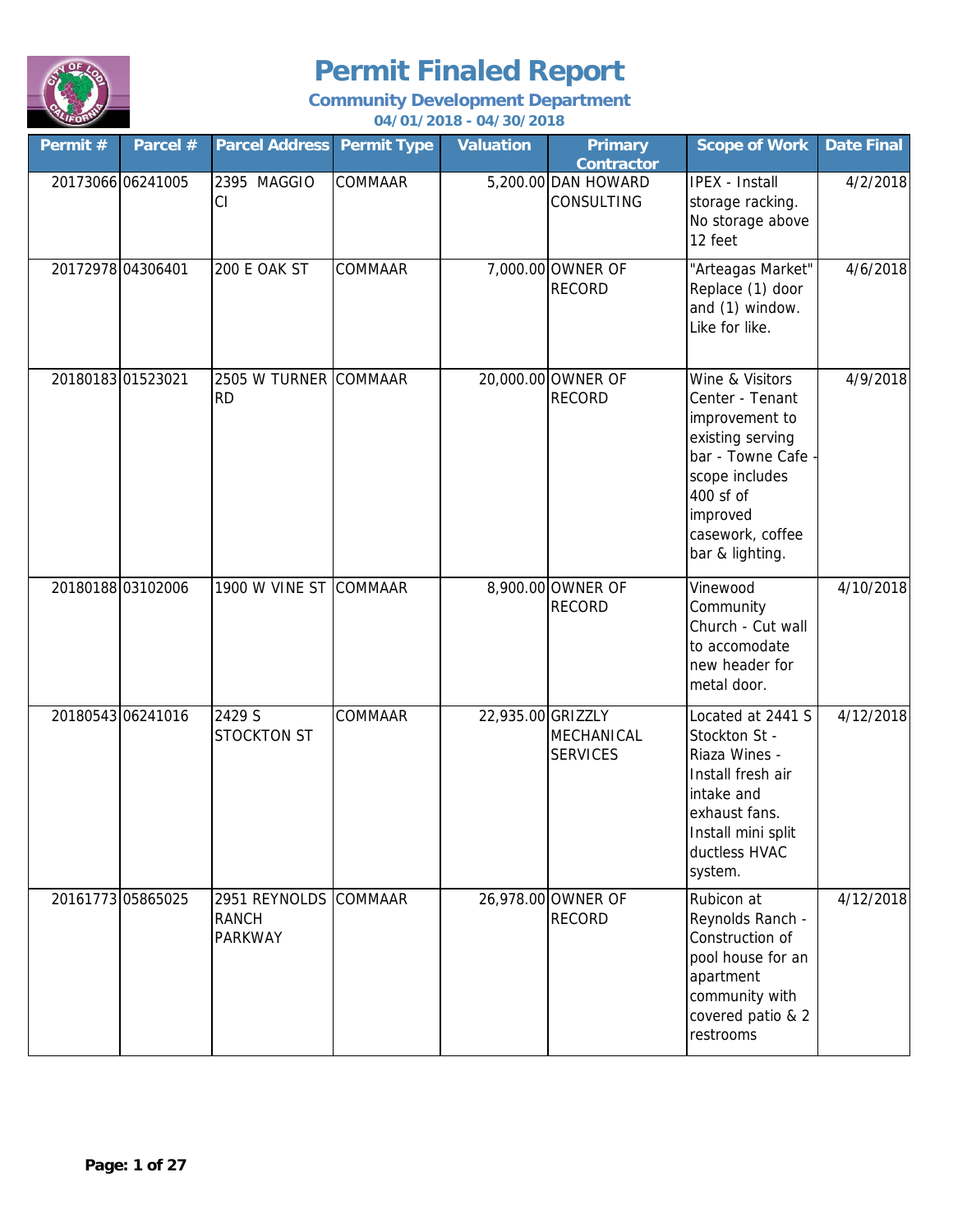# Permit Finaled Report

**Community Development Department**

**04/01/2018 - 04/30/2018**

| Permit # | Parcel # | Parcel Address | Permit Type | Valuation | Primary Contractor | Scope of Work | Date Final |
|---|---|---|---|---|---|---|---|
| 20173066 | 06241005 | 2395 MAGGIO CI | COMMAAR | 5,200.00 | DAN HOWARD CONSULTING | IPEX - Install storage racking. No storage above 12 feet | 4/2/2018 |
| 20172978 | 04306401 | 200 E OAK ST | COMMAAR | 7,000.00 | OWNER OF RECORD | "Arteagas Market" Replace (1) door and (1) window. Like for like. | 4/6/2018 |
| 20180183 | 01523021 | 2505 W TURNER RD | COMMAAR | 20,000.00 | OWNER OF RECORD | Wine & Visitors Center - Tenant improvement to existing serving bar - Towne Cafe - scope includes 400 sf of improved casework, coffee bar & lighting. | 4/9/2018 |
| 20180188 | 03102006 | 1900 W VINE ST | COMMAAR | 8,900.00 | OWNER OF RECORD | Vinewood Community Church - Cut wall to accomodate new header for metal door. | 4/10/2018 |
| 20180543 | 06241016 | 2429 S STOCKTON ST | COMMAAR | 22,935.00 | GRIZZLY MECHANICAL SERVICES | Located at 2441 S Stockton St - Riaza Wines - Install fresh air intake and exhaust fans. Install mini split ductless HVAC system. | 4/12/2018 |
| 20161773 | 05865025 | 2951 REYNOLDS RANCH PARKWAY | COMMAAR | 26,978.00 | OWNER OF RECORD | Rubicon at Reynolds Ranch - Construction of pool house for an apartment community with covered patio & 2 restrooms | 4/12/2018 |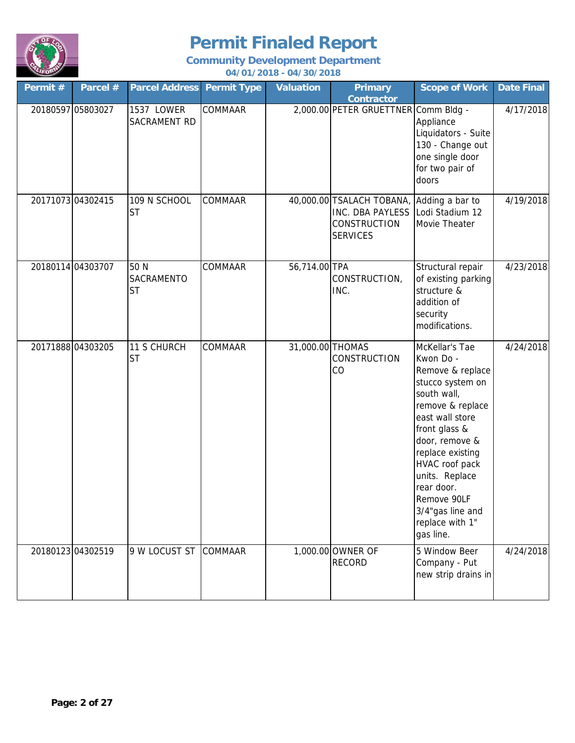# Permit Finaled Report

## Community Development Department

### 04/01/2018 - 04/30/2018

| Permit # | Parcel # | Parcel Address | Permit Type | Valuation | Primary Contractor | Scope of Work | Date Final |
|---|---|---|---|---|---|---|---|
| 20180597 | 05803027 | 1537 LOWER SACRAMENT RD | COMMAAR | 2,000.00 | PETER GRUETTNER | Comm Bldg - Appliance Liquidators - Suite 130 - Change out one single door for two pair of doors | 4/17/2018 |
| 20171073 | 04302415 | 109 N SCHOOL ST | COMMAAR | 40,000.00 | TSALACH TOBANA, INC. DBA PAYLESS CONSTRUCTION SERVICES | Adding a bar to Lodi Stadium 12 Movie Theater | 4/19/2018 |
| 20180114 | 04303707 | 50 N SACRAMENTO ST | COMMAAR | 56,714.00 | TPA CONSTRUCTION, INC. | Structural repair of existing parking structure & addition of security modifications. | 4/23/2018 |
| 20171888 | 04303205 | 11 S CHURCH ST | COMMAAR | 31,000.00 | THOMAS CONSTRUCTION CO | McKellar's Tae Kwon Do - Remove & replace stucco system on south wall, remove & replace east wall store front glass & door, remove & replace existing HVAC roof pack units. Replace rear door. Remove 90LF 3/4"gas line and replace with 1" gas line. | 4/24/2018 |
| 20180123 | 04302519 | 9 W LOCUST ST | COMMAAR | 1,000.00 | OWNER OF RECORD | 5 Window Beer Company - Put new strip drains in | 4/24/2018 |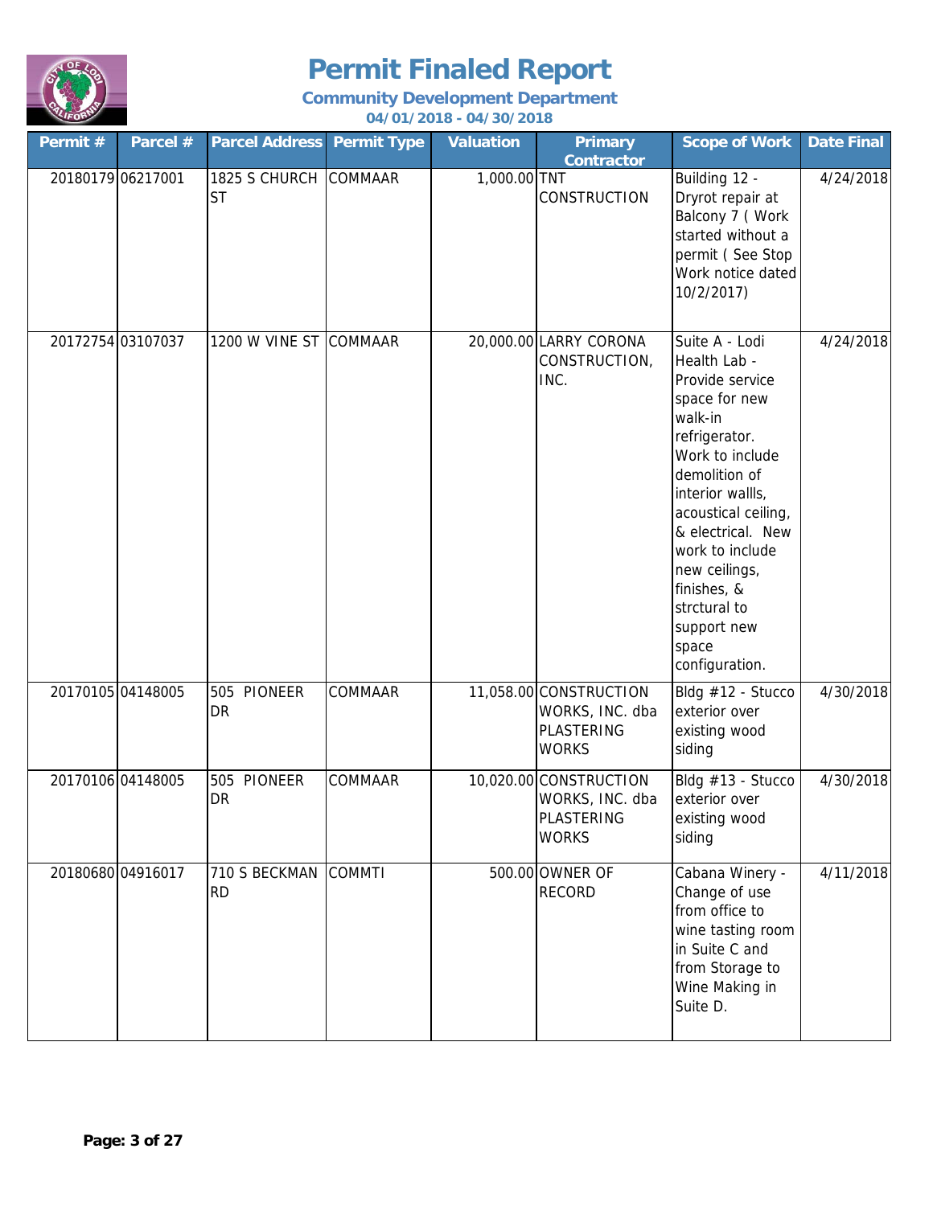# Permit Finaled Report

## Community Development Department

### 04/01/2018 - 04/30/2018

| Permit # | Parcel # | Parcel Address | Permit Type | Valuation | Primary Contractor | Scope of Work | Date Final |
|---|---|---|---|---|---|---|---|
| 20180179 | 06217001 | 1825 S CHURCH ST | COMMAAR | 1,000.00 | TNT CONSTRUCTION | Building 12 - Dryrot repair at Balcony 7 ( Work started without a permit ( See Stop Work notice dated 10/2/2017) | 4/24/2018 |
| 20172754 | 03107037 | 1200 W VINE ST | COMMAAR | 20,000.00 | LARRY CORONA CONSTRUCTION, INC. | Suite A - Lodi Health Lab - Provide service space for new walk-in refrigerator. Work to include demolition of interior wallls, acoustical ceiling, & electrical. New work to include new ceilings, finishes, & strctural to support new space configuration. | 4/24/2018 |
| 20170105 | 04148005 | 505 PIONEER DR | COMMAAR | 11,058.00 | CONSTRUCTION WORKS, INC. dba PLASTERING WORKS | Bldg #12 - Stucco exterior over existing wood siding | 4/30/2018 |
| 20170106 | 04148005 | 505 PIONEER DR | COMMAAR | 10,020.00 | CONSTRUCTION WORKS, INC. dba PLASTERING WORKS | Bldg #13 - Stucco exterior over existing wood siding | 4/30/2018 |
| 20180680 | 04916017 | 710 S BECKMAN RD | COMMTI | 500.00 | OWNER OF RECORD | Cabana Winery - Change of use from office to wine tasting room in Suite C and from Storage to Wine Making in Suite D. | 4/11/2018 |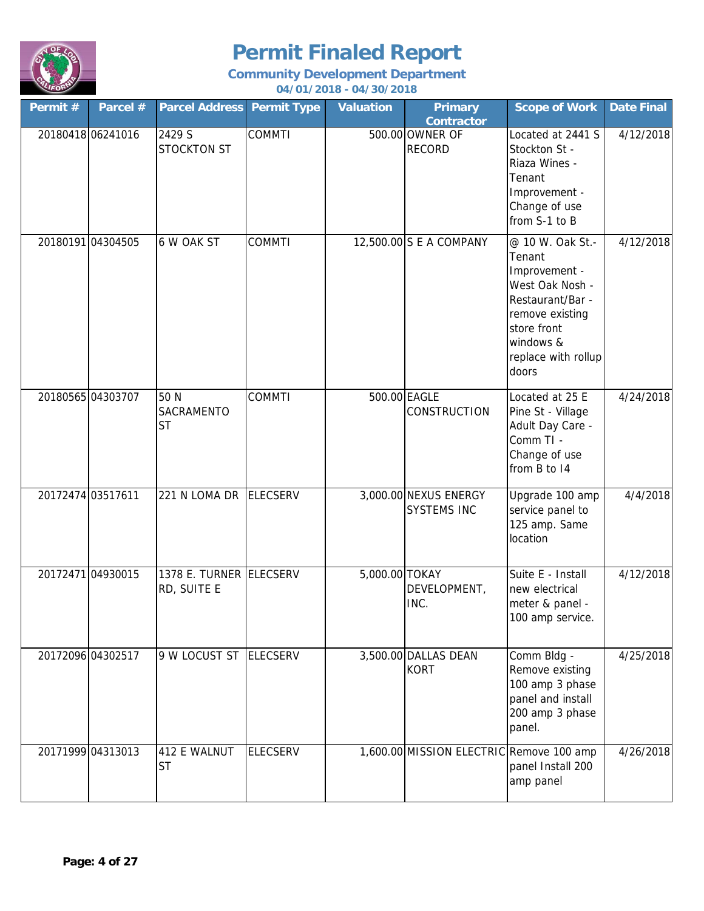# Permit Finaled Report

### Community Development Department

**04/01/2018 - 04/30/2018**

| Permit # | Parcel # | Parcel Address | Permit Type | Valuation | Primary Contractor | Scope of Work | Date Final |
|---|---|---|---|---|---|---|---|
| 20180418 | 06241016 | 2429 S STOCKTON ST | COMMTI | 500.00 | OWNER OF RECORD | Located at 2441 S Stockton St - Riaza Wines - Tenant Improvement - Change of use from S-1 to B | 4/12/2018 |
| 20180191 | 04304505 | 6 W OAK ST | COMMTI | 12,500.00 | S E A COMPANY | @ 10 W. Oak St.- Tenant Improvement - West Oak Nosh - Restaurant/Bar - remove existing store front windows & replace with rollup doors | 4/12/2018 |
| 20180565 | 04303707 | 50 N SACRAMENTO ST | COMMTI | 500.00 | EAGLE CONSTRUCTION | Located at 25 E Pine St - Village Adult Day Care - Comm TI - Change of use from B to I4 | 4/24/2018 |
| 20172474 | 03517611 | 221 N LOMA DR | ELECSERV | 3,000.00 | NEXUS ENERGY SYSTEMS INC | Upgrade 100 amp service panel to 125 amp. Same location | 4/4/2018 |
| 20172471 | 04930015 | 1378 E. TURNER RD, SUITE E | ELECSERV | 5,000.00 | TOKAY DEVELOPMENT, INC. | Suite E - Install new electrical meter & panel - 100 amp service. | 4/12/2018 |
| 20172096 | 04302517 | 9 W LOCUST ST | ELECSERV | 3,500.00 | DALLAS DEAN KORT | Comm Bldg - Remove existing 100 amp 3 phase panel and install 200 amp 3 phase panel. | 4/25/2018 |
| 20171999 | 04313013 | 412 E WALNUT ST | ELECSERV | 1,600.00 | MISSION ELECTRIC | Remove 100 amp panel Install 200 amp panel | 4/26/2018 |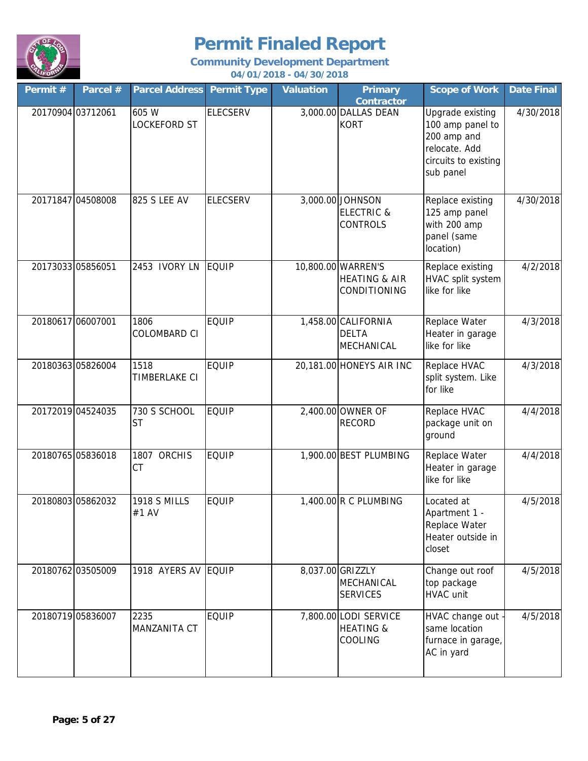# Permit Finaled Report

**Community Development Department**

**04/01/2018 - 04/30/2018**

| Permit # | Parcel # | Parcel Address | Permit Type | Valuation | Primary Contractor | Scope of Work | Date Final |
|---|---|---|---|---|---|---|---|
| 20170904 | 03712061 | 605 W LOCKEFORD ST | ELECSERV | 3,000.00 | DALLAS DEAN KORT | Upgrade existing 100 amp panel to 200 amp and relocate. Add circuits to existing sub panel | 4/30/2018 |
| 20171847 | 04508008 | 825 S LEE AV | ELECSERV | 3,000.00 | JOHNSON ELECTRIC & CONTROLS | Replace existing 125 amp panel with 200 amp panel (same location) | 4/30/2018 |
| 20173033 | 05856051 | 2453 IVORY LN | EQUIP | 10,800.00 | WARREN'S HEATING & AIR CONDITIONING | Replace existing HVAC split system like for like | 4/2/2018 |
| 20180617 | 06007001 | 1806 COLOMBARD CI | EQUIP | 1,458.00 | CALIFORNIA DELTA MECHANICAL | Replace Water Heater in garage like for like | 4/3/2018 |
| 20180363 | 05826004 | 1518 TIMBERLAKE CI | EQUIP | 20,181.00 | HONEYS AIR INC | Replace HVAC split system. Like for like | 4/3/2018 |
| 20172019 | 04524035 | 730 S SCHOOL ST | EQUIP | 2,400.00 | OWNER OF RECORD | Replace HVAC package unit on ground | 4/4/2018 |
| 20180765 | 05836018 | 1807 ORCHIS CT | EQUIP | 1,900.00 | BEST PLUMBING | Replace Water Heater in garage like for like | 4/4/2018 |
| 20180803 | 05862032 | 1918 S MILLS #1 AV | EQUIP | 1,400.00 | R C PLUMBING | Located at Apartment 1 - Replace Water Heater outside in closet | 4/5/2018 |
| 20180762 | 03505009 | 1918 AYERS AV | EQUIP | 8,037.00 | GRIZZLY MECHANICAL SERVICES | Change out roof top package HVAC unit | 4/5/2018 |
| 20180719 | 05836007 | 2235 MANZANITA CT | EQUIP | 7,800.00 | LODI SERVICE HEATING & COOLING | HVAC change out - same location furnace in garage, AC in yard | 4/5/2018 |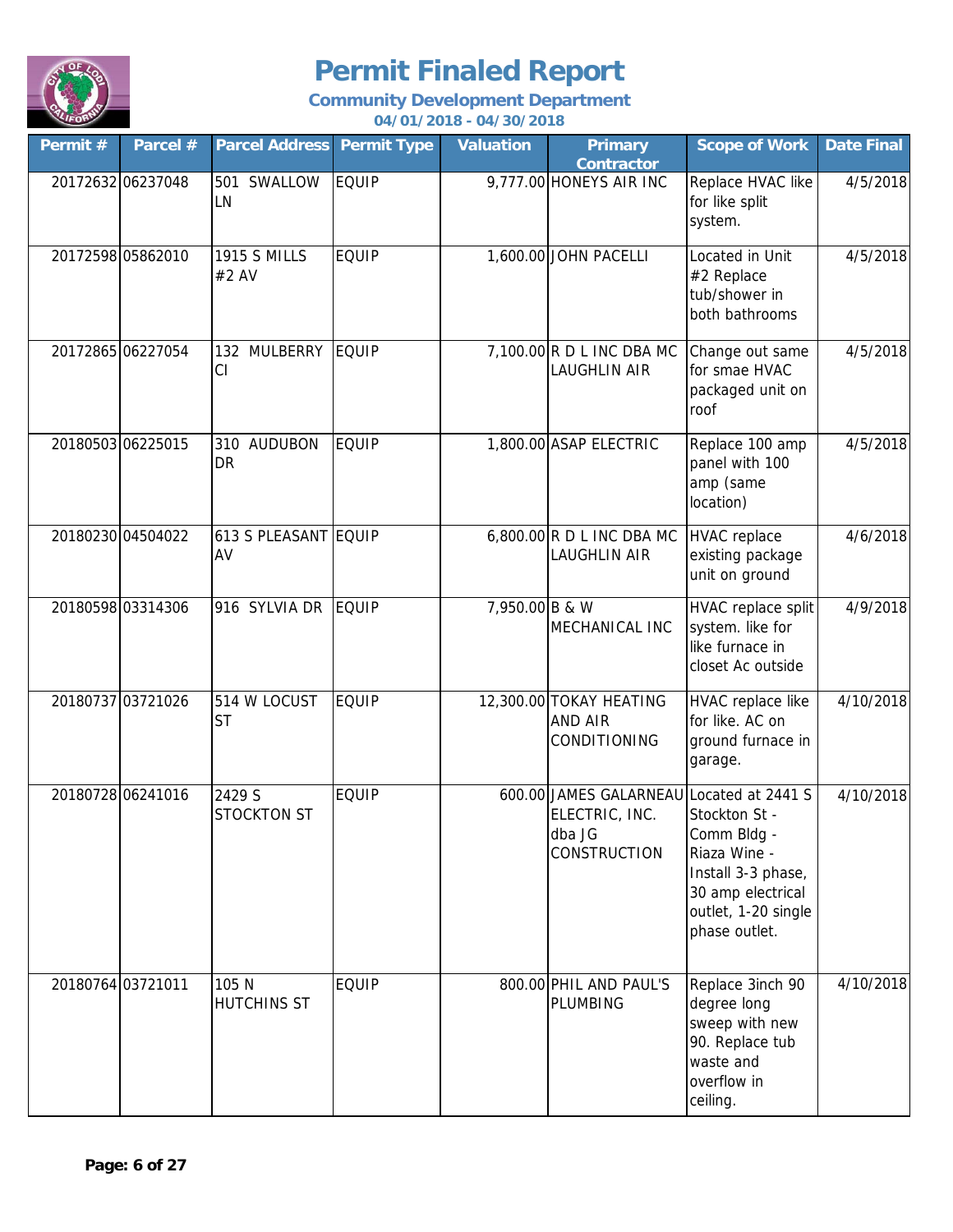# Permit Finaled Report

**Community Development Department**

**04/01/2018 - 04/30/2018**

| Permit # | Parcel # | Parcel Address | Permit Type | Valuation | Primary Contractor | Scope of Work | Date Final |
|---|---|---|---|---|---|---|---|
| 20172632 | 06237048 | 501 SWALLOW LN | EQUIP | 9,777.00 | HONEYS AIR INC | Replace HVAC like for like split system. | 4/5/2018 |
| 20172598 | 05862010 | 1915 S MILLS #2 AV | EQUIP | 1,600.00 | JOHN PACELLI | Located in Unit #2 Replace tub/shower in both bathrooms | 4/5/2018 |
| 20172865 | 06227054 | 132 MULBERRY CI | EQUIP | 7,100.00 | R D L INC DBA MC LAUGHLIN AIR | Change out same for smae HVAC packaged unit on roof | 4/5/2018 |
| 20180503 | 06225015 | 310 AUDUBON DR | EQUIP | 1,800.00 | ASAP ELECTRIC | Replace 100 amp panel with 100 amp (same location) | 4/5/2018 |
| 20180230 | 04504022 | 613 S PLEASANT AV | EQUIP | 6,800.00 | R D L INC DBA MC LAUGHLIN AIR | HVAC replace existing package unit on ground | 4/6/2018 |
| 20180598 | 03314306 | 916 SYLVIA DR | EQUIP | 7,950.00 | B & W MECHANICAL INC | HVAC replace split system. like for like furnace in closet Ac outside | 4/9/2018 |
| 20180737 | 03721026 | 514 W LOCUST ST | EQUIP | 12,300.00 | TOKAY HEATING AND AIR CONDITIONING | HVAC replace like for like. AC on ground furnace in garage. | 4/10/2018 |
| 20180728 | 06241016 | 2429 S STOCKTON ST | EQUIP | 600.00 | JAMES GALARNEAU ELECTRIC, INC. dba JG CONSTRUCTION | Located at 2441 S Stockton St - Comm Bldg - Riaza Wine - Install 3-3 phase, 30 amp electrical outlet, 1-20 single phase outlet. | 4/10/2018 |
| 20180764 | 03721011 | 105 N HUTCHINS ST | EQUIP | 800.00 | PHIL AND PAUL'S PLUMBING | Replace 3inch 90 degree long sweep with new 90. Replace tub waste and overflow in ceiling. | 4/10/2018 |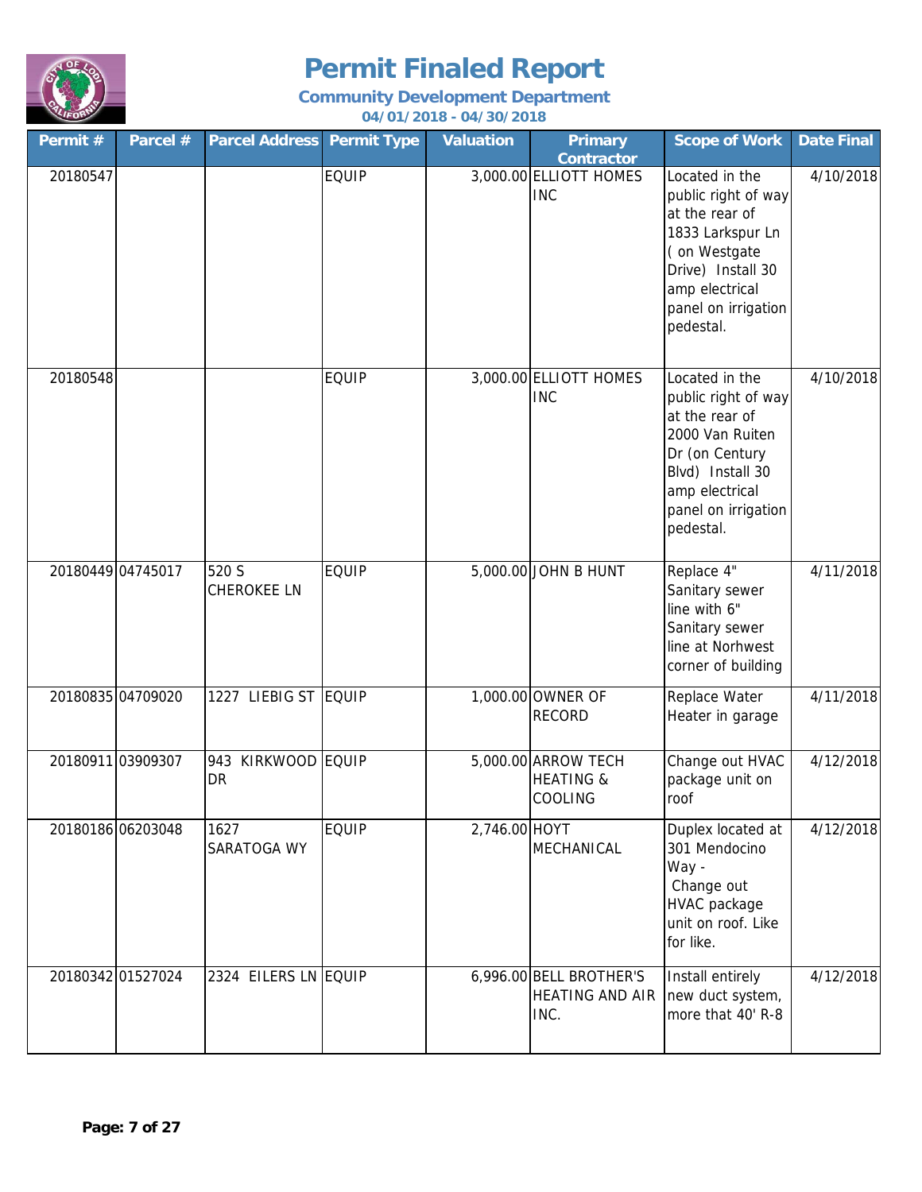# Permit Finaled Report

## Community Development Department

### 04/01/2018 - 04/30/2018

| Permit # | Parcel # | Parcel Address | Permit Type | Valuation | Primary Contractor | Scope of Work | Date Final |
|---|---|---|---|---|---|---|---|
| 20180547 | | | EQUIP | 3,000.00 | ELLIOTT HOMES INC | Located in the public right of way at the rear of 1833 Larkspur Ln ( on Westgate Drive) Install 30 amp electrical panel on irrigation pedestal. | 4/10/2018 |
| 20180548 | | | EQUIP | 3,000.00 | ELLIOTT HOMES INC | Located in the public right of way at the rear of 2000 Van Ruiten Dr (on Century Blvd) Install 30 amp electrical panel on irrigation pedestal. | 4/10/2018 |
| 20180449 | 04745017 | 520 S CHEROKEE LN | EQUIP | 5,000.00 | JOHN B HUNT | Replace 4" Sanitary sewer line with 6" Sanitary sewer line at Norhwest corner of building | 4/11/2018 |
| 20180835 | 04709020 | 1227 LIEBIG ST | EQUIP | 1,000.00 | OWNER OF RECORD | Replace Water Heater in garage | 4/11/2018 |
| 20180911 | 03909307 | 943 KIRKWOOD DR | EQUIP | 5,000.00 | ARROW TECH HEATING & COOLING | Change out HVAC package unit on roof | 4/12/2018 |
| 20180186 | 06203048 | 1627 SARATOGA WY | EQUIP | 2,746.00 | HOYT MECHANICAL | Duplex located at 301 Mendocino Way - Change out HVAC package unit on roof. Like for like. | 4/12/2018 |
| 20180342 | 01527024 | 2324 EILERS LN | EQUIP | 6,996.00 | BELL BROTHER'S HEATING AND AIR INC. | Install entirely new duct system, more that 40' R-8 | 4/12/2018 |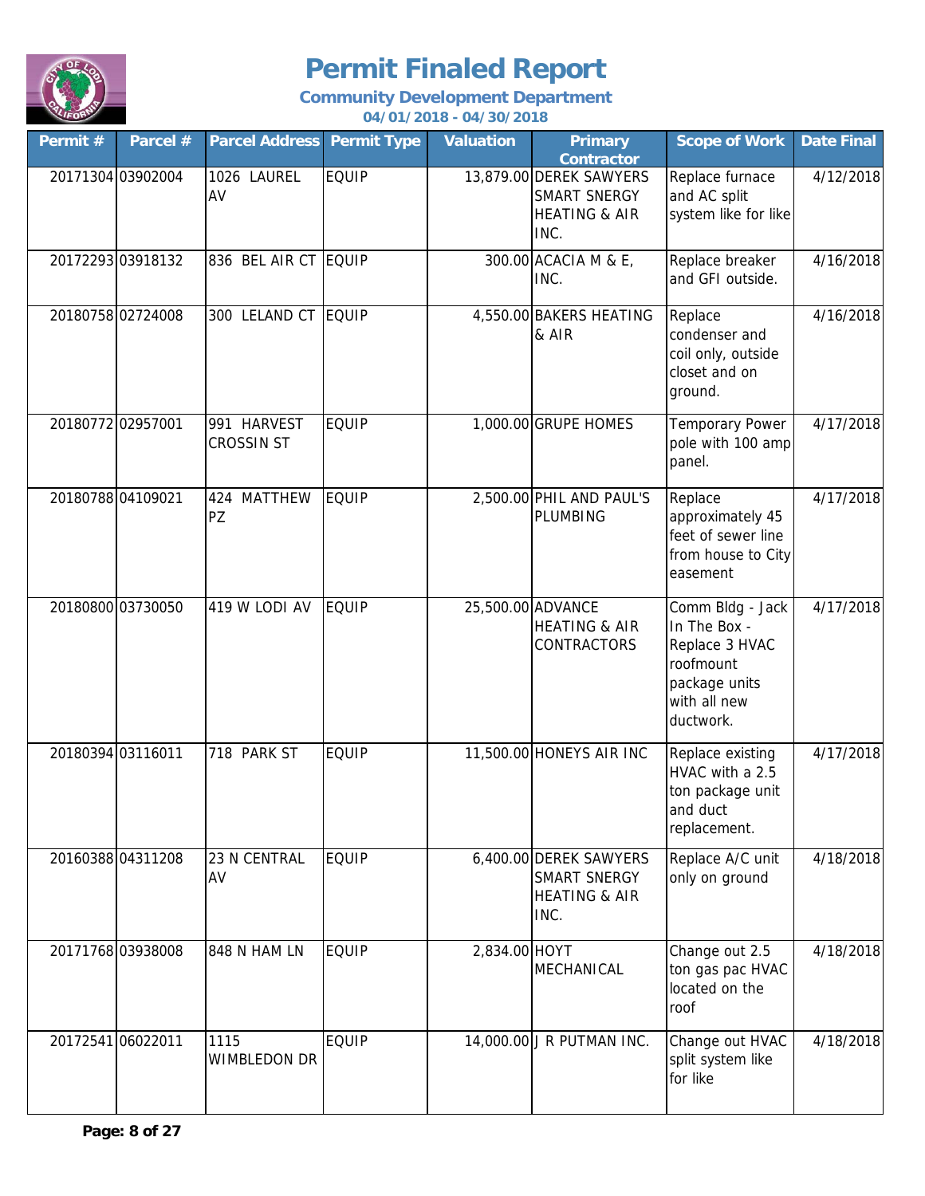# Permit Finaled Report

**Community Development Department**

**04/01/2018 - 04/30/2018**

| Permit # | Parcel # | Parcel Address | Permit Type | Valuation | Primary Contractor | Scope of Work | Date Final |
|---|---|---|---|---|---|---|---|
| 20171304 | 03902004 | 1026 LAUREL AV | EQUIP | 13,879.00 | DEREK SAWYERS SMART SNERGY HEATING & AIR INC. | Replace furnace and AC split system like for like | 4/12/2018 |
| 20172293 | 03918132 | 836 BEL AIR CT | EQUIP | 300.00 | ACACIA M & E, INC. | Replace breaker and GFI outside. | 4/16/2018 |
| 20180758 | 02724008 | 300 LELAND CT | EQUIP | 4,550.00 | BAKERS HEATING & AIR | Replace condenser and coil only, outside closet and on ground. | 4/16/2018 |
| 20180772 | 02957001 | 991 HARVEST CROSSIN ST | EQUIP | 1,000.00 | GRUPE HOMES | Temporary Power pole with 100 amp panel. | 4/17/2018 |
| 20180788 | 04109021 | 424 MATTHEW PZ | EQUIP | 2,500.00 | PHIL AND PAUL'S PLUMBING | Replace approximately 45 feet of sewer line from house to City easement | 4/17/2018 |
| 20180800 | 03730050 | 419 W LODI AV | EQUIP | 25,500.00 | ADVANCE HEATING & AIR CONTRACTORS | Comm Bldg - Jack In The Box - Replace 3 HVAC roofmount package units with all new ductwork. | 4/17/2018 |
| 20180394 | 03116011 | 718 PARK ST | EQUIP | 11,500.00 | HONEYS AIR INC | Replace existing HVAC with a 2.5 ton package unit and duct replacement. | 4/17/2018 |
| 20160388 | 04311208 | 23 N CENTRAL AV | EQUIP | 6,400.00 | DEREK SAWYERS SMART SNERGY HEATING & AIR INC. | Replace A/C unit only on ground | 4/18/2018 |
| 20171768 | 03938008 | 848 N HAM LN | EQUIP | 2,834.00 | HOYT MECHANICAL | Change out 2.5 ton gas pac HVAC located on the roof | 4/18/2018 |
| 20172541 | 06022011 | 1115 WIMBLEDON DR | EQUIP | 14,000.00 | J R PUTMAN INC. | Change out HVAC split system like for like | 4/18/2018 |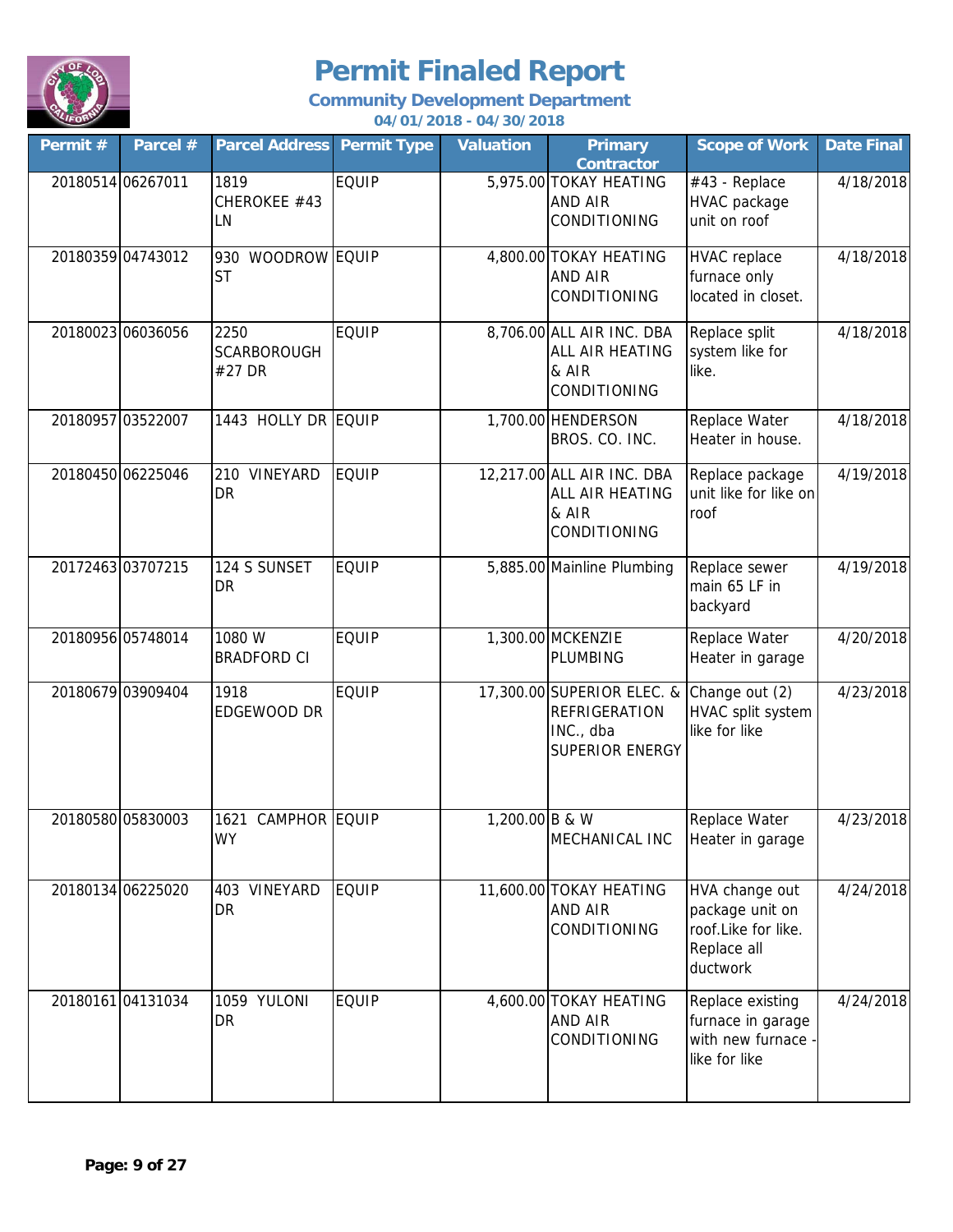# Permit Finaled Report

### Community Development Department

### 04/01/2018 - 04/30/2018

| Permit # | Parcel # | Parcel Address | Permit Type | Valuation | Primary Contractor | Scope of Work | Date Final |
|---|---|---|---|---|---|---|---|
| 20180514 | 06267011 | 1819 CHEROKEE #43 LN | EQUIP | 5,975.00 | TOKAY HEATING AND AIR CONDITIONING | #43 - Replace HVAC package unit on roof | 4/18/2018 |
| 20180359 | 04743012 | 930 WOODROW ST | EQUIP | 4,800.00 | TOKAY HEATING AND AIR CONDITIONING | HVAC replace furnace only located in closet. | 4/18/2018 |
| 20180023 | 06036056 | 2250 SCARBOROUGH #27 DR | EQUIP | 8,706.00 | ALL AIR INC. DBA ALL AIR HEATING & AIR CONDITIONING | Replace split system like for like. | 4/18/2018 |
| 20180957 | 03522007 | 1443 HOLLY DR | EQUIP | 1,700.00 | HENDERSON BROS. CO. INC. | Replace Water Heater in house. | 4/18/2018 |
| 20180450 | 06225046 | 210 VINEYARD DR | EQUIP | 12,217.00 | ALL AIR INC. DBA ALL AIR HEATING & AIR CONDITIONING | Replace package unit like for like on roof | 4/19/2018 |
| 20172463 | 03707215 | 124 S SUNSET DR | EQUIP | 5,885.00 | Mainline Plumbing | Replace sewer main 65 LF in backyard | 4/19/2018 |
| 20180956 | 05748014 | 1080 W BRADFORD CI | EQUIP | 1,300.00 | MCKENZIE PLUMBING | Replace Water Heater in garage | 4/20/2018 |
| 20180679 | 03909404 | 1918 EDGEWOOD DR | EQUIP | 17,300.00 | SUPERIOR ELEC. & REFRIGERATION INC., dba SUPERIOR ENERGY | Change out (2) HVAC split system like for like | 4/23/2018 |
| 20180580 | 05830003 | 1621 CAMPHOR WY | EQUIP | 1,200.00 | B & W MECHANICAL INC | Replace Water Heater in garage | 4/23/2018 |
| 20180134 | 06225020 | 403 VINEYARD DR | EQUIP | 11,600.00 | TOKAY HEATING AND AIR CONDITIONING | HVA change out package unit on roof.Like for like. Replace all ductwork | 4/24/2018 |
| 20180161 | 04131034 | 1059 YULONI DR | EQUIP | 4,600.00 | TOKAY HEATING AND AIR CONDITIONING | Replace existing furnace in garage with new furnace - like for like | 4/24/2018 |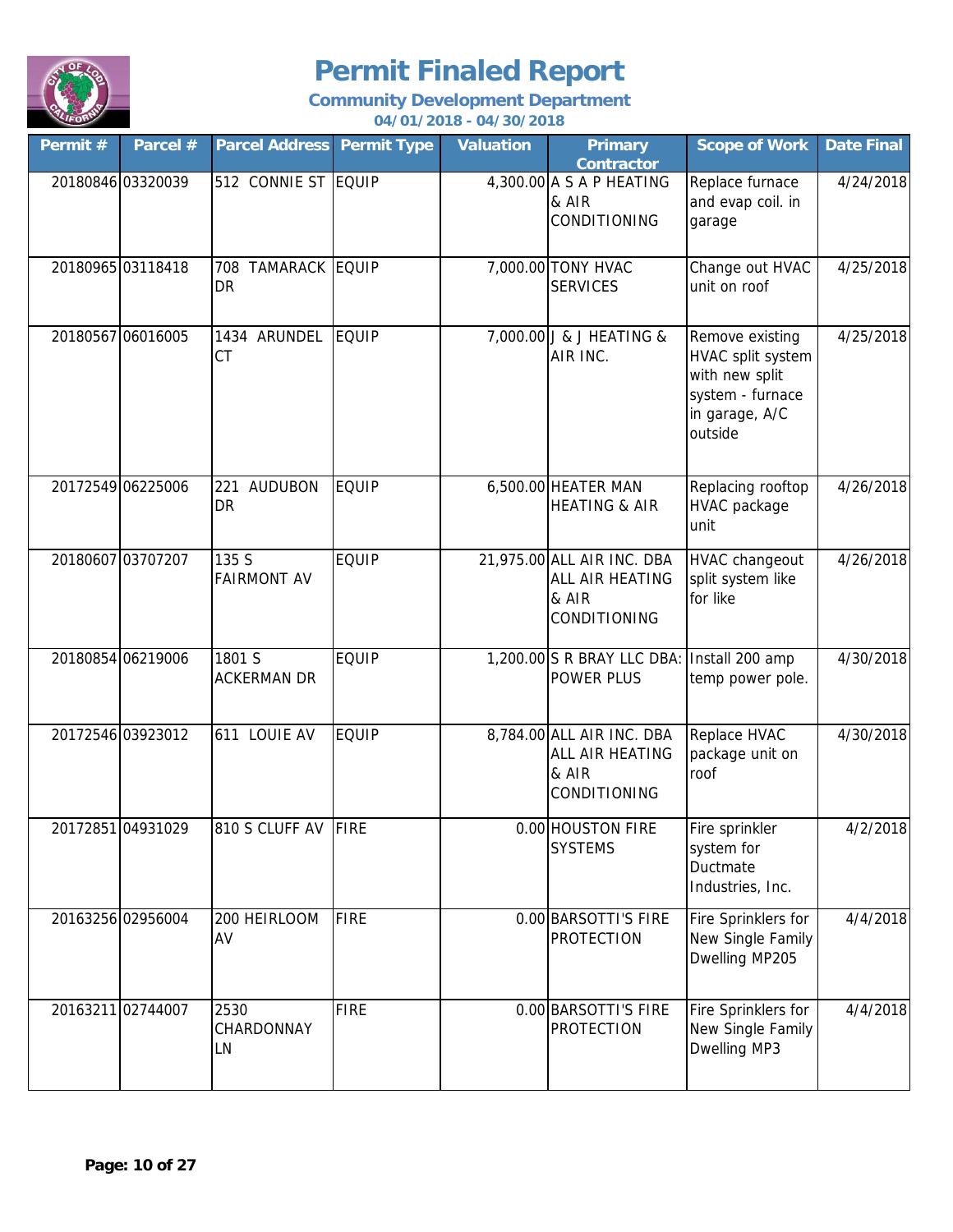# Permit Finaled Report

**Community Development Department**

**04/01/2018 - 04/30/2018**

| Permit # | Parcel # | Parcel Address | Permit Type | Valuation | Primary Contractor | Scope of Work | Date Final |
|---|---|---|---|---|---|---|---|
| 20180846 | 03320039 | 512 CONNIE ST | EQUIP | 4,300.00 | A S A P HEATING & AIR CONDITIONING | Replace furnace and evap coil. in garage | 4/24/2018 |
| 20180965 | 03118418 | 708 TAMARACK DR | EQUIP | 7,000.00 | TONY HVAC SERVICES | Change out HVAC unit on roof | 4/25/2018 |
| 20180567 | 06016005 | 1434 ARUNDEL CT | EQUIP | 7,000.00 | J & J HEATING & AIR INC. | Remove existing HVAC split system with new split system - furnace in garage, A/C outside | 4/25/2018 |
| 20172549 | 06225006 | 221 AUDUBON DR | EQUIP | 6,500.00 | HEATER MAN HEATING & AIR | Replacing rooftop HVAC package unit | 4/26/2018 |
| 20180607 | 03707207 | 135 S FAIRMONT AV | EQUIP | 21,975.00 | ALL AIR INC. DBA ALL AIR HEATING & AIR CONDITIONING | HVAC changeout split system like for like | 4/26/2018 |
| 20180854 | 06219006 | 1801 S ACKERMAN DR | EQUIP | 1,200.00 | S R BRAY LLC DBA: POWER PLUS | Install 200 amp temp power pole. | 4/30/2018 |
| 20172546 | 03923012 | 611 LOUIE AV | EQUIP | 8,784.00 | ALL AIR INC. DBA ALL AIR HEATING & AIR CONDITIONING | Replace HVAC package unit on roof | 4/30/2018 |
| 20172851 | 04931029 | 810 S CLUFF AV | FIRE | 0.00 | HOUSTON FIRE SYSTEMS | Fire sprinkler system for Ductmate Industries, Inc. | 4/2/2018 |
| 20163256 | 02956004 | 200 HEIRLOOM AV | FIRE | 0.00 | BARSOTTI'S FIRE PROTECTION | Fire Sprinklers for New Single Family Dwelling MP205 | 4/4/2018 |
| 20163211 | 02744007 | 2530 CHARDONNAY LN | FIRE | 0.00 | BARSOTTI'S FIRE PROTECTION | Fire Sprinklers for New Single Family Dwelling MP3 | 4/4/2018 |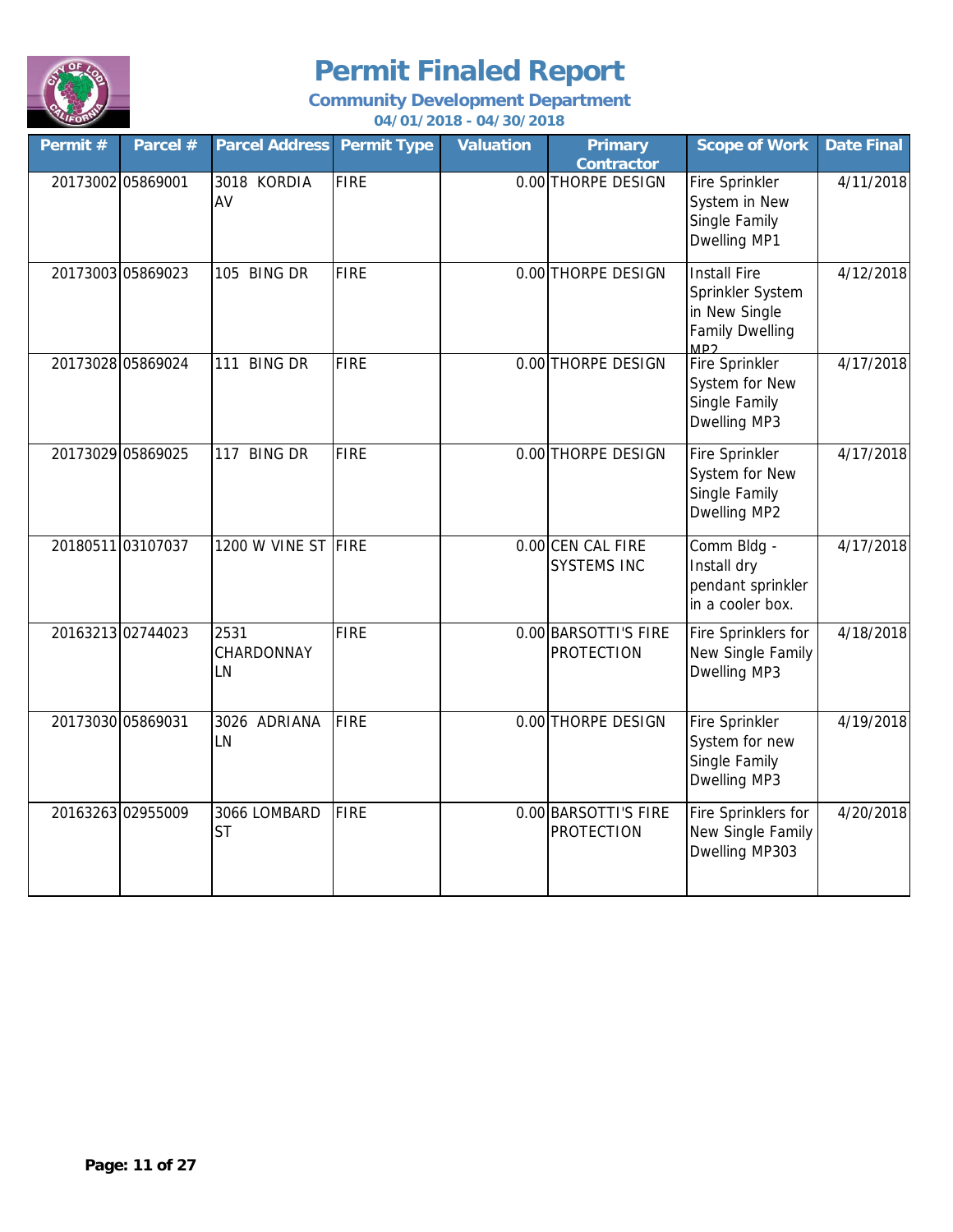# Permit Finaled Report

## Community Development Department

**04/01/2018 - 04/30/2018**

| Permit # | Parcel # | Parcel Address | Permit Type | Valuation | Primary Contractor | Scope of Work | Date Final |
|---|---|---|---|---|---|---|---|
| 20173002 | 05869001 | 3018 KORDIA AV | FIRE | 0.00 | THORPE DESIGN | Fire Sprinkler System in New Single Family Dwelling MP1 | 4/11/2018 |
| 20173003 | 05869023 | 105 BING DR | FIRE | 0.00 | THORPE DESIGN | Install Fire Sprinkler System in New Single Family Dwelling MP2 | 4/12/2018 |
| 20173028 | 05869024 | 111 BING DR | FIRE | 0.00 | THORPE DESIGN | Fire Sprinkler System for New Single Family Dwelling MP3 | 4/17/2018 |
| 20173029 | 05869025 | 117 BING DR | FIRE | 0.00 | THORPE DESIGN | Fire Sprinkler System for New Single Family Dwelling MP2 | 4/17/2018 |
| 20180511 | 03107037 | 1200 W VINE ST | FIRE | 0.00 | CEN CAL FIRE SYSTEMS INC | Comm Bldg - Install dry pendant sprinkler in a cooler box. | 4/17/2018 |
| 20163213 | 02744023 | 2531 CHARDONNAY LN | FIRE | 0.00 | BARSOTTI'S FIRE PROTECTION | Fire Sprinklers for New Single Family Dwelling MP3 | 4/18/2018 |
| 20173030 | 05869031 | 3026 ADRIANA LN | FIRE | 0.00 | THORPE DESIGN | Fire Sprinkler System for new Single Family Dwelling MP3 | 4/19/2018 |
| 20163263 | 02955009 | 3066 LOMBARD ST | FIRE | 0.00 | BARSOTTI'S FIRE PROTECTION | Fire Sprinklers for New Single Family Dwelling MP303 | 4/20/2018 |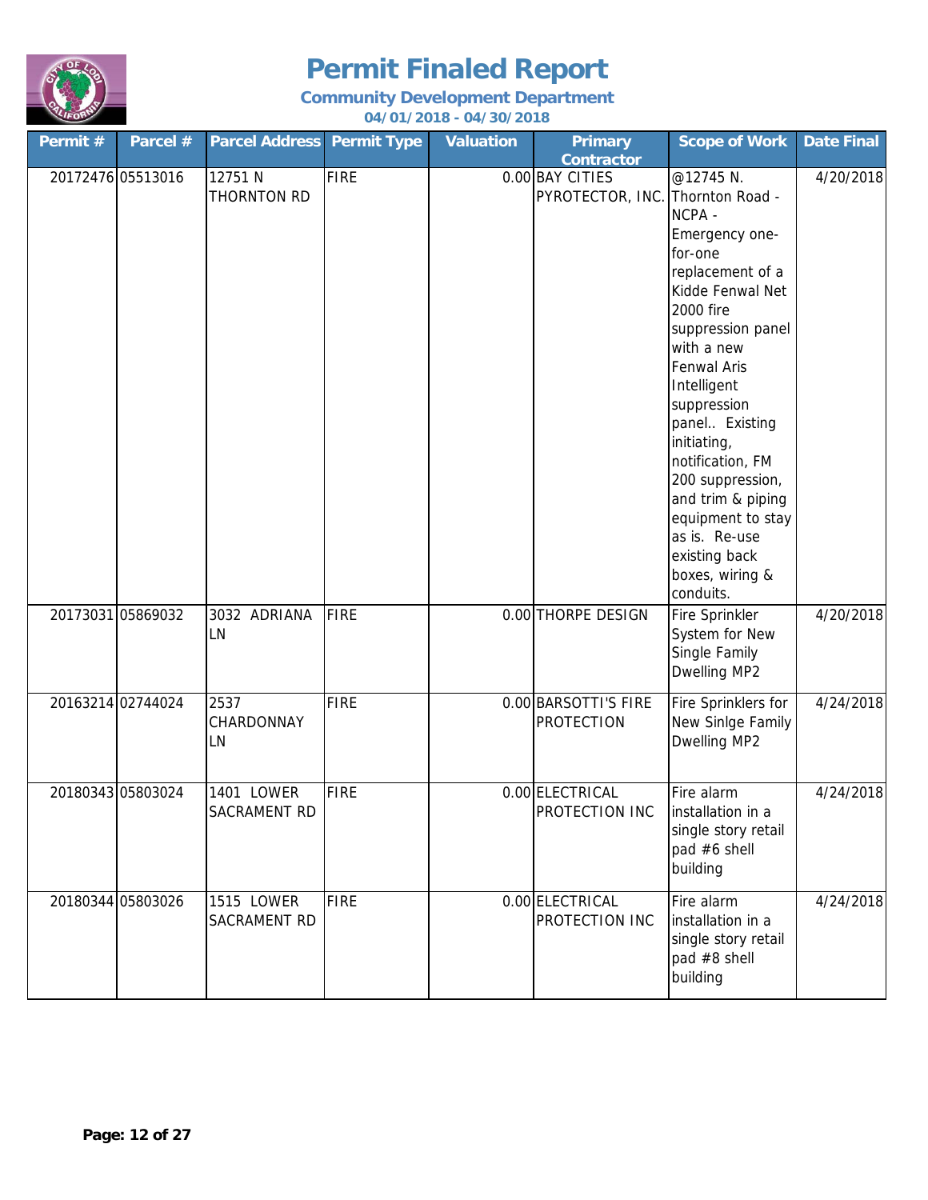# Permit Finaled Report

**Community Development Department**

**04/01/2018 - 04/30/2018**

| Permit # | Parcel # | Parcel Address | Permit Type | Valuation | Primary Contractor | Scope of Work | Date Final |
|---|---|---|---|---|---|---|---|
| 20172476 | 05513016 | 12751 N THORNTON RD | FIRE | 0.00 | BAY CITIES PYROTECTOR, INC. | @12745 N. Thornton Road - NCPA - Emergency one-for-one replacement of a Kidde Fenwal Net 2000 fire suppression panel with a new Fenwal Aris Intelligent suppression panel.. Existing initiating, notification, FM 200 suppression, and trim & piping equipment to stay as is. Re-use existing back boxes, wiring & conduits. | 4/20/2018 |
| 20173031 | 05869032 | 3032 ADRIANA LN | FIRE | 0.00 | THORPE DESIGN | Fire Sprinkler System for New Single Family Dwelling MP2 | 4/20/2018 |
| 20163214 | 02744024 | 2537 CHARDONNAY LN | FIRE | 0.00 | BARSOTTI'S FIRE PROTECTION | Fire Sprinklers for New Sinlge Family Dwelling MP2 | 4/24/2018 |
| 20180343 | 05803024 | 1401 LOWER SACRAMENT RD | FIRE | 0.00 | ELECTRICAL PROTECTION INC | Fire alarm installation in a single story retail pad #6 shell building | 4/24/2018 |
| 20180344 | 05803026 | 1515 LOWER SACRAMENT RD | FIRE | 0.00 | ELECTRICAL PROTECTION INC | Fire alarm installation in a single story retail pad #8 shell building | 4/24/2018 |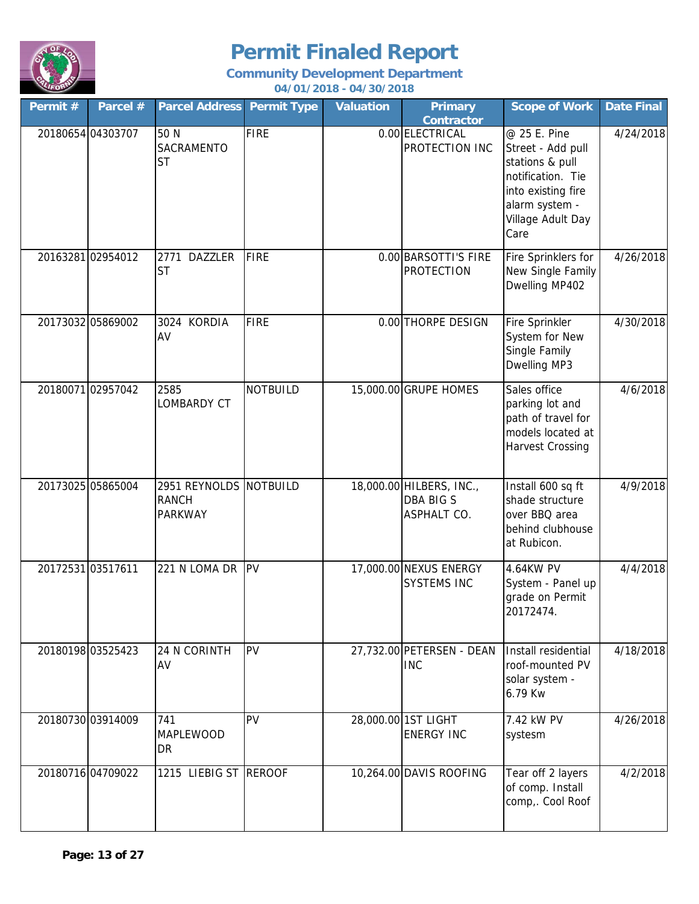# Permit Finaled Report

**Community Development Department**

**04/01/2018 - 04/30/2018**

| Permit # | Parcel # | Parcel Address | Permit Type | Valuation | Primary Contractor | Scope of Work | Date Final |
|---|---|---|---|---|---|---|---|
| 20180654 | 04303707 | 50 N SACRAMENTO ST | FIRE | 0.00 | ELECTRICAL PROTECTION INC | @ 25 E. Pine Street - Add pull stations & pull notification. Tie into existing fire alarm system - Village Adult Day Care | 4/24/2018 |
| 20163281 | 02954012 | 2771 DAZZLER ST | FIRE | 0.00 | BARSOTTI'S FIRE PROTECTION | Fire Sprinklers for New Single Family Dwelling MP402 | 4/26/2018 |
| 20173032 | 05869002 | 3024 KORDIA AV | FIRE | 0.00 | THORPE DESIGN | Fire Sprinkler System for New Single Family Dwelling MP3 | 4/30/2018 |
| 20180071 | 02957042 | 2585 LOMBARDY CT | NOTBUILD | 15,000.00 | GRUPE HOMES | Sales office parking lot and path of travel for models located at Harvest Crossing | 4/6/2018 |
| 20173025 | 05865004 | 2951 REYNOLDS RANCH PARKWAY | NOTBUILD | 18,000.00 | HILBERS, INC., DBA BIG S ASPHALT CO. | Install 600 sq ft shade structure over BBQ area behind clubhouse at Rubicon. | 4/9/2018 |
| 20172531 | 03517611 | 221 N LOMA DR | PV | 17,000.00 | NEXUS ENERGY SYSTEMS INC | 4.64KW PV System - Panel up grade on Permit 20172474. | 4/4/2018 |
| 20180198 | 03525423 | 24 N CORINTH AV | PV | 27,732.00 | PETERSEN - DEAN INC | Install residential roof-mounted PV solar system - 6.79 Kw | 4/18/2018 |
| 20180730 | 03914009 | 741 MAPLEWOOD DR | PV | 28,000.00 | 1ST LIGHT ENERGY INC | 7.42 kW PV systesm | 4/26/2018 |
| 20180716 | 04709022 | 1215 LIEBIG ST | REROOF | 10,264.00 | DAVIS ROOFING | Tear off 2 layers of comp. Install comp,. Cool Roof | 4/2/2018 |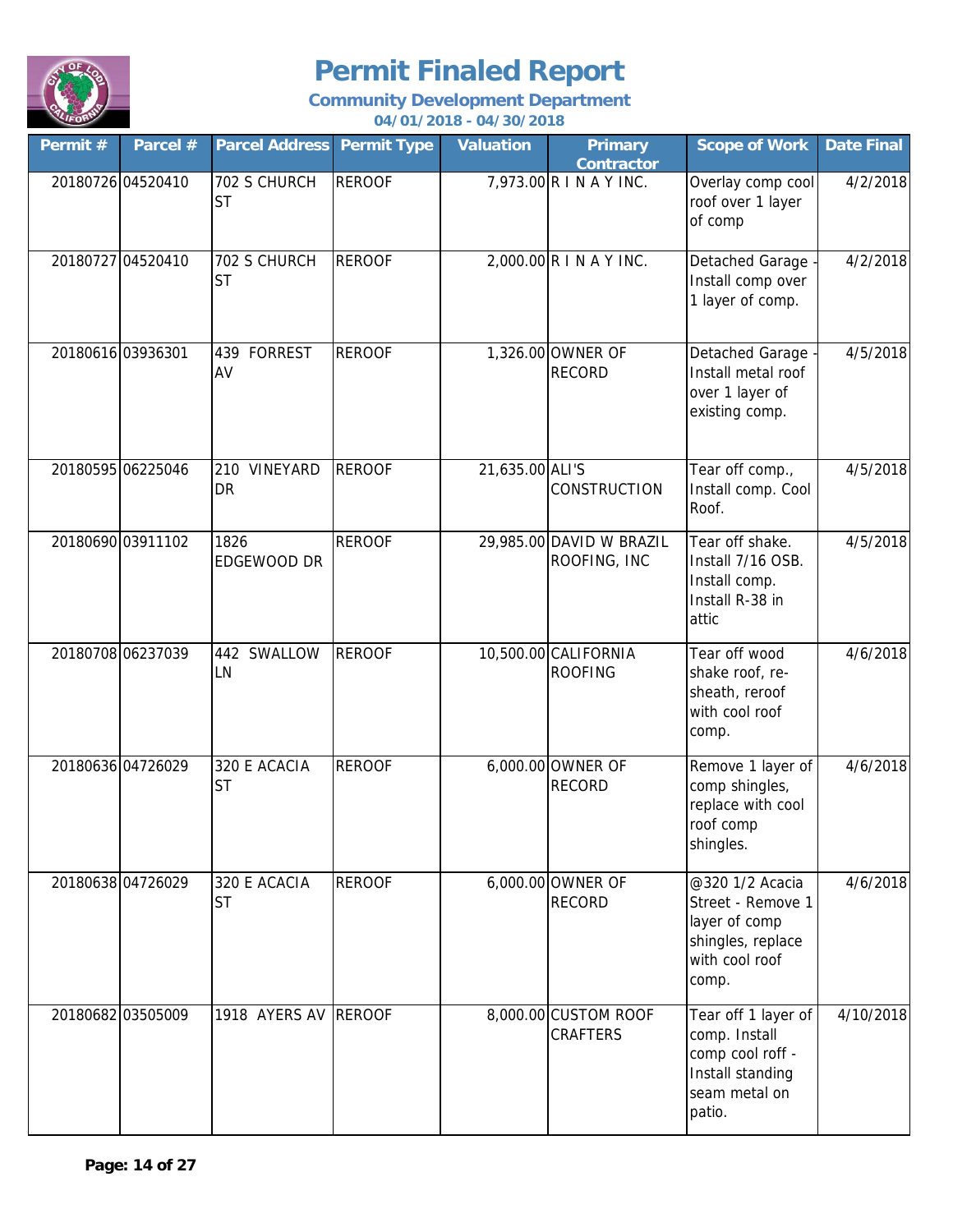# Permit Finaled Report

**Community Development Department**

**04/01/2018 - 04/30/2018**

| Permit # | Parcel # | Parcel Address | Permit Type | Valuation | Primary Contractor | Scope of Work | Date Final |
|---|---|---|---|---|---|---|---|
| 20180726 | 04520410 | 702 S CHURCH ST | REROOF | 7,973.00 | R I N A Y INC. | Overlay comp cool roof over 1 layer of comp | 4/2/2018 |
| 20180727 | 04520410 | 702 S CHURCH ST | REROOF | 2,000.00 | R I N A Y INC. | Detached Garage - Install comp over 1 layer of comp. | 4/2/2018 |
| 20180616 | 03936301 | 439 FORREST AV | REROOF | 1,326.00 | OWNER OF RECORD | Detached Garage - Install metal roof over 1 layer of existing comp. | 4/5/2018 |
| 20180595 | 06225046 | 210 VINEYARD DR | REROOF | 21,635.00 | ALI'S CONSTRUCTION | Tear off comp., Install comp. Cool Roof. | 4/5/2018 |
| 20180690 | 03911102 | 1826 EDGEWOOD DR | REROOF | 29,985.00 | DAVID W BRAZIL ROOFING, INC | Tear off shake. Install 7/16 OSB. Install comp. Install R-38 in attic | 4/5/2018 |
| 20180708 | 06237039 | 442 SWALLOW LN | REROOF | 10,500.00 | CALIFORNIA ROOFING | Tear off wood shake roof, re-sheath, reroof with cool roof comp. | 4/6/2018 |
| 20180636 | 04726029 | 320 E ACACIA ST | REROOF | 6,000.00 | OWNER OF RECORD | Remove 1 layer of comp shingles, replace with cool roof comp shingles. | 4/6/2018 |
| 20180638 | 04726029 | 320 E ACACIA ST | REROOF | 6,000.00 | OWNER OF RECORD | @320 1/2 Acacia Street - Remove 1 layer of comp shingles, replace with cool roof comp. | 4/6/2018 |
| 20180682 | 03505009 | 1918 AYERS AV | REROOF | 8,000.00 | CUSTOM ROOF CRAFTERS | Tear off 1 layer of comp. Install comp cool roff - Install standing seam metal on patio. | 4/10/2018 |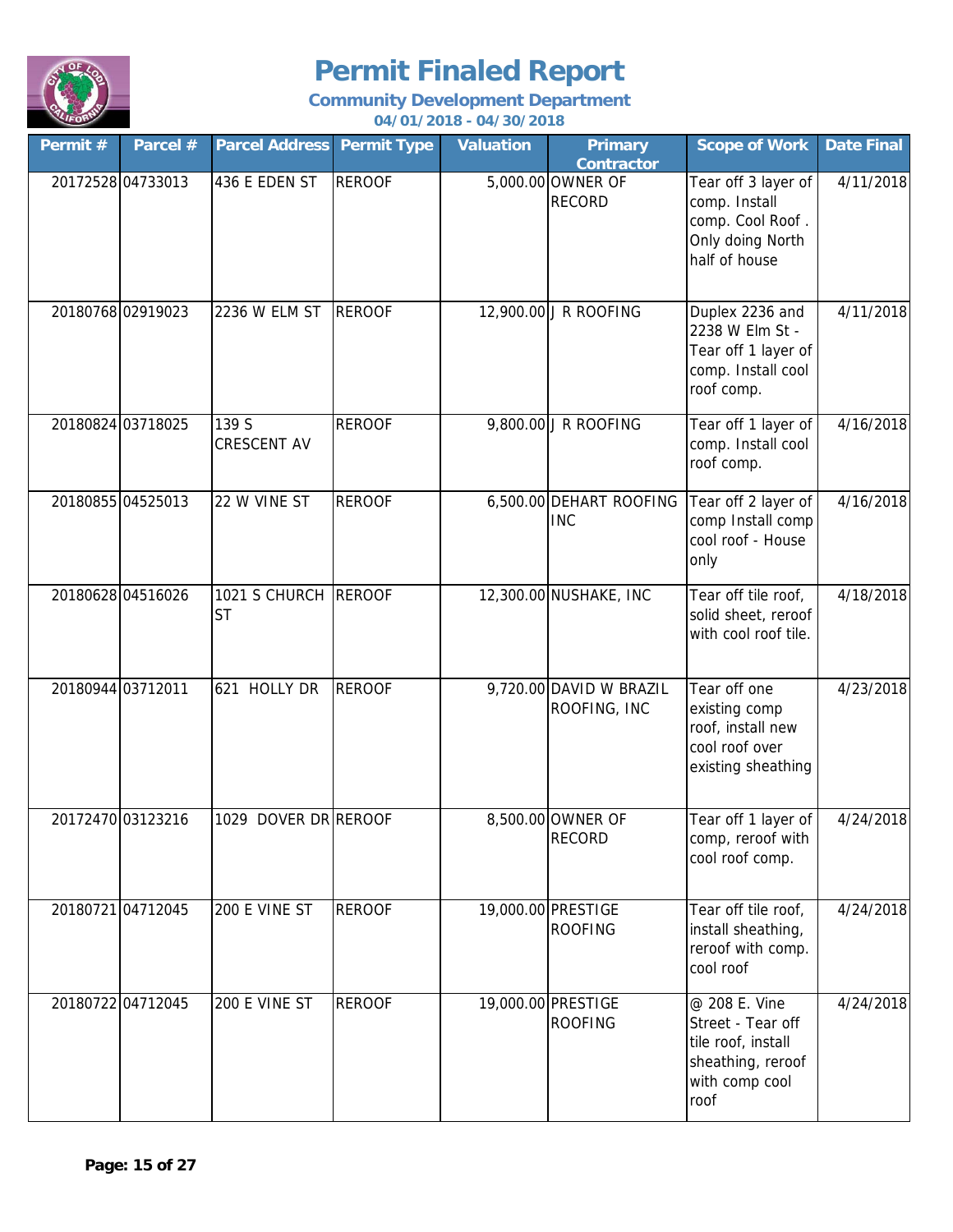# Permit Finaled Report

### Community Development Department

**04/01/2018 - 04/30/2018**

| Permit # | Parcel # | Parcel Address | Permit Type | Valuation | Primary Contractor | Scope of Work | Date Final |
|---|---|---|---|---|---|---|---|
| 20172528 | 04733013 | 436 E EDEN ST | REROOF | 5,000.00 | OWNER OF RECORD | Tear off 3 layer of comp. Install comp. Cool Roof . Only doing North half of house | 4/11/2018 |
| 20180768 | 02919023 | 2236 W ELM ST | REROOF | 12,900.00 | J R ROOFING | Duplex 2236 and 2238 W Elm St - Tear off 1 layer of comp. Install cool roof comp. | 4/11/2018 |
| 20180824 | 03718025 | 139 S CRESCENT AV | REROOF | 9,800.00 | J R ROOFING | Tear off 1 layer of comp. Install cool roof comp. | 4/16/2018 |
| 20180855 | 04525013 | 22 W VINE ST | REROOF | 6,500.00 | DEHART ROOFING INC | Tear off 2 layer of comp Install comp cool roof - House only | 4/16/2018 |
| 20180628 | 04516026 | 1021 S CHURCH ST | REROOF | 12,300.00 | NUSHAKE, INC | Tear off tile roof, solid sheet, reroof with cool roof tile. | 4/18/2018 |
| 20180944 | 03712011 | 621 HOLLY DR | REROOF | 9,720.00 | DAVID W BRAZIL ROOFING, INC | Tear off one existing comp roof, install new cool roof over existing sheathing | 4/23/2018 |
| 20172470 | 03123216 | 1029 DOVER DR | REROOF | 8,500.00 | OWNER OF RECORD | Tear off 1 layer of comp, reroof with cool roof comp. | 4/24/2018 |
| 20180721 | 04712045 | 200 E VINE ST | REROOF | 19,000.00 | PRESTIGE ROOFING | Tear off tile roof, install sheathing, reroof with comp. cool roof | 4/24/2018 |
| 20180722 | 04712045 | 200 E VINE ST | REROOF | 19,000.00 | PRESTIGE ROOFING | @ 208 E. Vine Street - Tear off tile roof, install sheathing, reroof with comp cool roof | 4/24/2018 |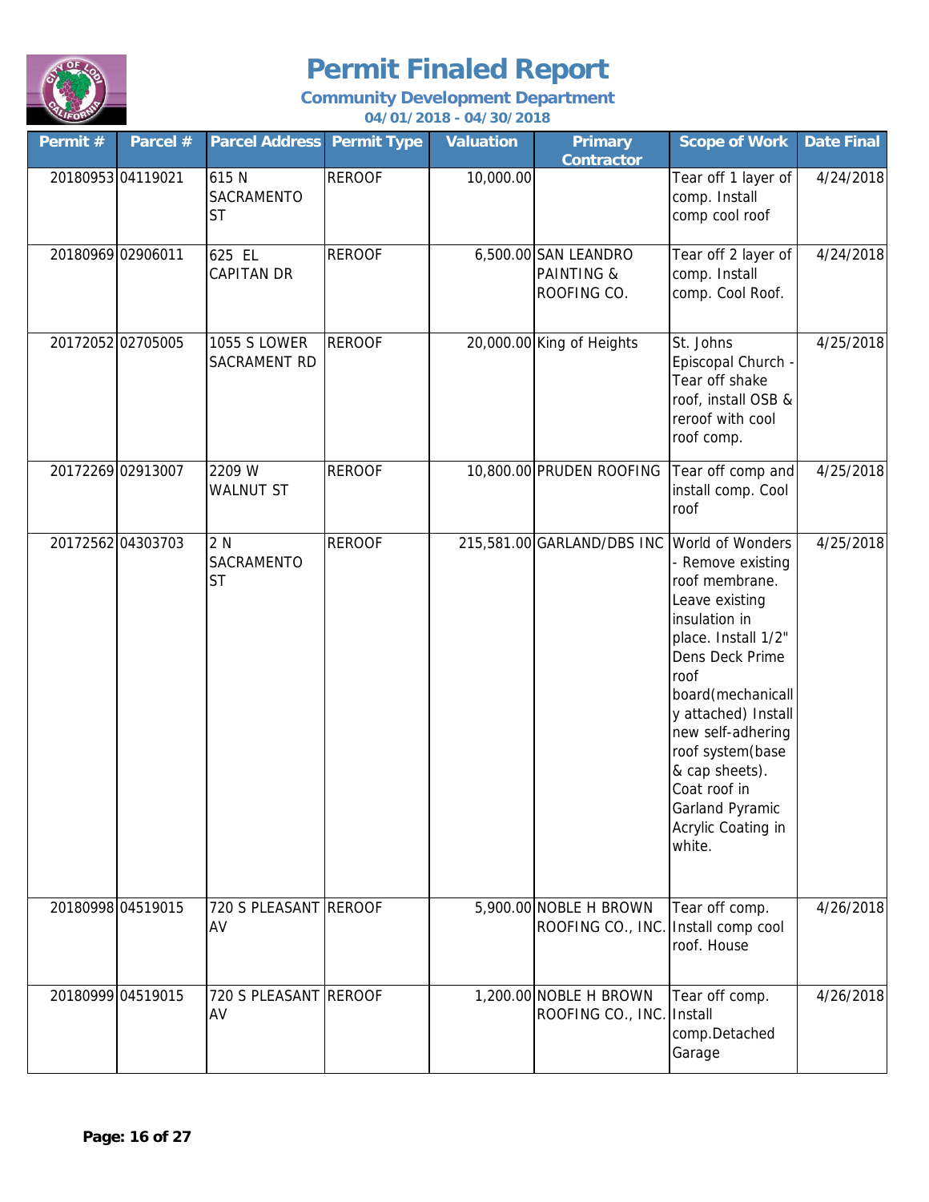# Permit Finaled Report

**Community Development Department**

**04/01/2018 - 04/30/2018**

| Permit # | Parcel # | Parcel Address | Permit Type | Valuation | Primary Contractor | Scope of Work | Date Final |
|---|---|---|---|---|---|---|---|
| 20180953 | 04119021 | 615 N SACRAMENTO ST | REROOF | 10,000.00 | | Tear off 1 layer of comp. Install comp cool roof | 4/24/2018 |
| 20180969 | 02906011 | 625 EL CAPITAN DR | REROOF | 6,500.00 | SAN LEANDRO PAINTING & ROOFING CO. | Tear off 2 layer of comp. Install comp. Cool Roof. | 4/24/2018 |
| 20172052 | 02705005 | 1055 S LOWER SACRAMENT RD | REROOF | 20,000.00 | King of Heights | St. Johns Episcopal Church - Tear off shake roof, install OSB & reroof with cool roof comp. | 4/25/2018 |
| 20172269 | 02913007 | 2209 W WALNUT ST | REROOF | 10,800.00 | PRUDEN ROOFING | Tear off comp and install comp. Cool roof | 4/25/2018 |
| 20172562 | 04303703 | 2 N SACRAMENTO ST | REROOF | 215,581.00 | GARLAND/DBS INC | World of Wonders - Remove existing roof membrane. Leave existing insulation in place. Install 1/2" Dens Deck Prime roof board(mechanically attached) Install new self-adhering roof system(base & cap sheets). Coat roof in Garland Pyramic Acrylic Coating in white. | 4/25/2018 |
| 20180998 | 04519015 | 720 S PLEASANT AV | REROOF | 5,900.00 | NOBLE H BROWN ROOFING CO., INC. | Tear off comp. Install comp cool roof. House | 4/26/2018 |
| 20180999 | 04519015 | 720 S PLEASANT AV | REROOF | 1,200.00 | NOBLE H BROWN ROOFING CO., INC. | Tear off comp. Install comp.Detached Garage | 4/26/2018 |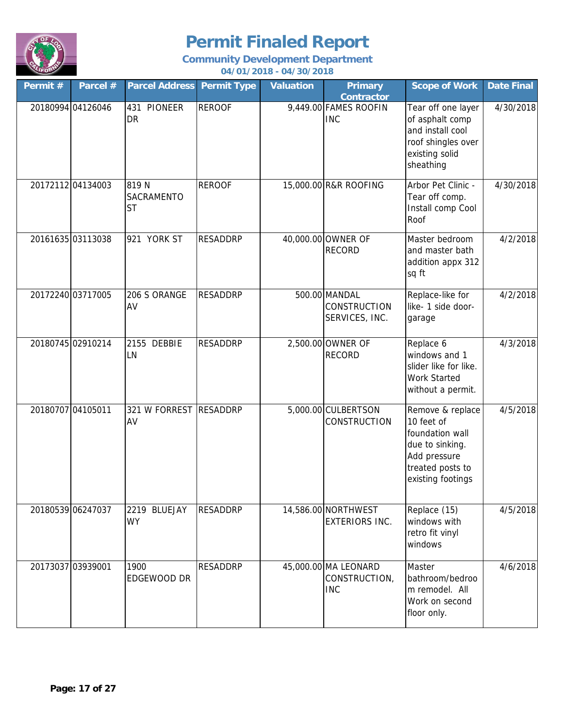# Permit Finaled Report

**Community Development Department**

**04/01/2018 - 04/30/2018**

| Permit # | Parcel # | Parcel Address | Permit Type | Valuation | Primary Contractor | Scope of Work | Date Final |
|---|---|---|---|---|---|---|---|
| 20180994 | 04126046 | 431 PIONEER DR | REROOF | 9,449.00 | FAMES ROOFIN INC | Tear off one layer of asphalt comp and install cool roof shingles over existing solid sheathing | 4/30/2018 |
| 20172112 | 04134003 | 819 N SACRAMENTO ST | REROOF | 15,000.00 | R&R ROOFING | Arbor Pet Clinic - Tear off comp. Install comp Cool Roof | 4/30/2018 |
| 20161635 | 03113038 | 921 YORK ST | RESADDRP | 40,000.00 | OWNER OF RECORD | Master bedroom and master bath addition appx 312 sq ft | 4/2/2018 |
| 20172240 | 03717005 | 206 S ORANGE AV | RESADDRP | 500.00 | MANDAL CONSTRUCTION SERVICES, INC. | Replace-like for like- 1 side door-garage | 4/2/2018 |
| 20180745 | 02910214 | 2155 DEBBIE LN | RESADDRP | 2,500.00 | OWNER OF RECORD | Replace 6 windows and 1 slider like for like. Work Started without a permit. | 4/3/2018 |
| 20180707 | 04105011 | 321 W FORREST AV | RESADDRP | 5,000.00 | CULBERTSON CONSTRUCTION | Remove & replace 10 feet of foundation wall due to sinking. Add pressure treated posts to existing footings | 4/5/2018 |
| 20180539 | 06247037 | 2219 BLUEJAY WY | RESADDRP | 14,586.00 | NORTHWEST EXTERIORS INC. | Replace (15) windows with retro fit vinyl windows | 4/5/2018 |
| 20173037 | 03939001 | 1900 EDGEWOOD DR | RESADDRP | 45,000.00 | MA LEONARD CONSTRUCTION, INC | Master bathroom/bedroom remodel. All Work on second floor only. | 4/6/2018 |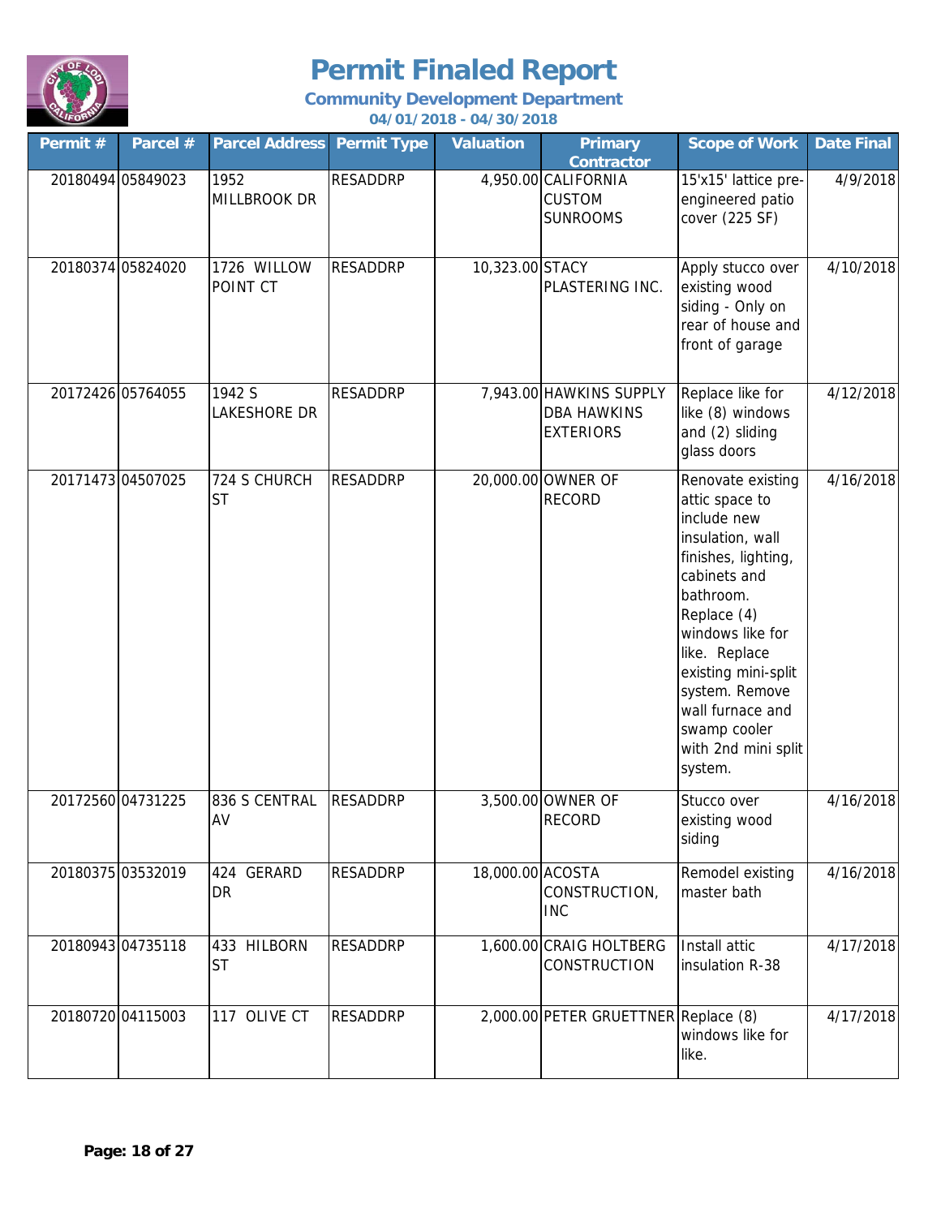# Permit Finaled Report

**Community Development Department**

**04/01/2018 - 04/30/2018**

| Permit # | Parcel # | Parcel Address | Permit Type | Valuation | Primary Contractor | Scope of Work | Date Final |
|---|---|---|---|---|---|---|---|
| 20180494 | 05849023 | 1952 MILLBROOK DR | RESADDRP | 4,950.00 | CALIFORNIA CUSTOM SUNROOMS | 15'x15' lattice pre-engineered patio cover (225 SF) | 4/9/2018 |
| 20180374 | 05824020 | 1726 WILLOW POINT CT | RESADDRP | 10,323.00 | STACY PLASTERING INC. | Apply stucco over existing wood siding - Only on rear of house and front of garage | 4/10/2018 |
| 20172426 | 05764055 | 1942 S LAKESHORE DR | RESADDRP | 7,943.00 | HAWKINS SUPPLY DBA HAWKINS EXTERIORS | Replace like for like (8) windows and (2) sliding glass doors | 4/12/2018 |
| 20171473 | 04507025 | 724 S CHURCH ST | RESADDRP | 20,000.00 | OWNER OF RECORD | Renovate existing attic space to include new insulation, wall finishes, lighting, cabinets and bathroom. Replace (4) windows like for like. Replace existing mini-split system. Remove wall furnace and swamp cooler with 2nd mini split system. | 4/16/2018 |
| 20172560 | 04731225 | 836 S CENTRAL AV | RESADDRP | 3,500.00 | OWNER OF RECORD | Stucco over existing wood siding | 4/16/2018 |
| 20180375 | 03532019 | 424 GERARD DR | RESADDRP | 18,000.00 | ACOSTA CONSTRUCTION, INC | Remodel existing master bath | 4/16/2018 |
| 20180943 | 04735118 | 433 HILBORN ST | RESADDRP | 1,600.00 | CRAIG HOLTBERG CONSTRUCTION | Install attic insulation R-38 | 4/17/2018 |
| 20180720 | 04115003 | 117 OLIVE CT | RESADDRP | 2,000.00 | PETER GRUETTNER | Replace (8) windows like for like. | 4/17/2018 |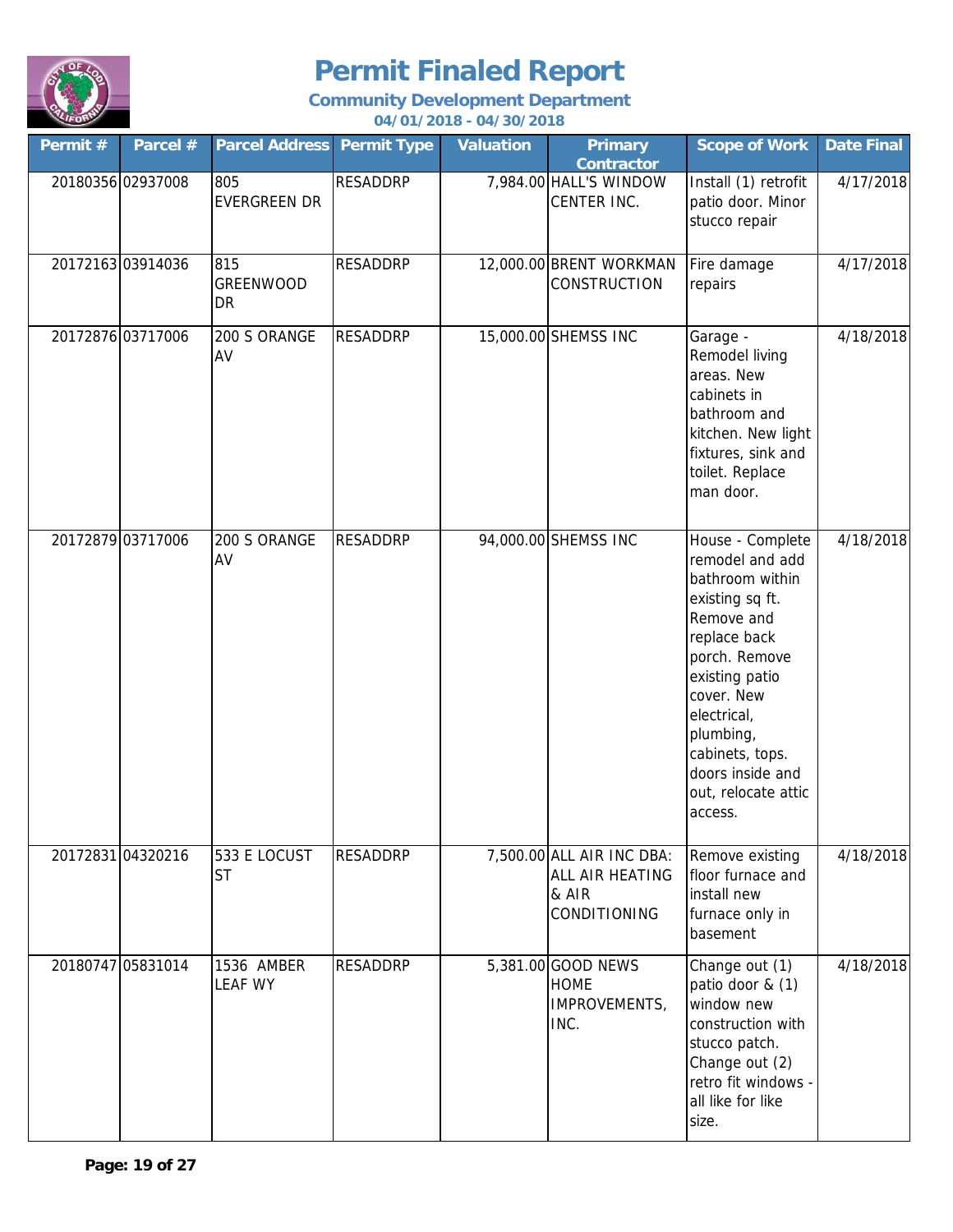# Permit Finaled Report

**Community Development Department**

**04/01/2018 - 04/30/2018**

| Permit # | Parcel # | Parcel Address | Permit Type | Valuation | Primary Contractor | Scope of Work | Date Final |
|---|---|---|---|---|---|---|---|
| 20180356 | 02937008 | 805 EVERGREEN DR | RESADDRP | 7,984.00 | HALL'S WINDOW CENTER INC. | Install (1) retrofit patio door. Minor stucco repair | 4/17/2018 |
| 20172163 | 03914036 | 815 GREENWOOD DR | RESADDRP | 12,000.00 | BRENT WORKMAN CONSTRUCTION | Fire damage repairs | 4/17/2018 |
| 20172876 | 03717006 | 200 S ORANGE AV | RESADDRP | 15,000.00 | SHEMSS INC | Garage - Remodel living areas. New cabinets in bathroom and kitchen. New light fixtures, sink and toilet. Replace man door. | 4/18/2018 |
| 20172879 | 03717006 | 200 S ORANGE AV | RESADDRP | 94,000.00 | SHEMSS INC | House - Complete remodel and add bathroom within existing sq ft. Remove and replace back porch. Remove existing patio cover. New electrical, plumbing, cabinets, tops. doors inside and out, relocate attic access. | 4/18/2018 |
| 20172831 | 04320216 | 533 E LOCUST ST | RESADDRP | 7,500.00 | ALL AIR INC DBA: ALL AIR HEATING & AIR CONDITIONING | Remove existing floor furnace and install new furnace only in basement | 4/18/2018 |
| 20180747 | 05831014 | 1536 AMBER LEAF WY | RESADDRP | 5,381.00 | GOOD NEWS HOME IMPROVEMENTS, INC. | Change out (1) patio door & (1) window new construction with stucco patch. Change out (2) retro fit windows - all like for like size. | 4/18/2018 |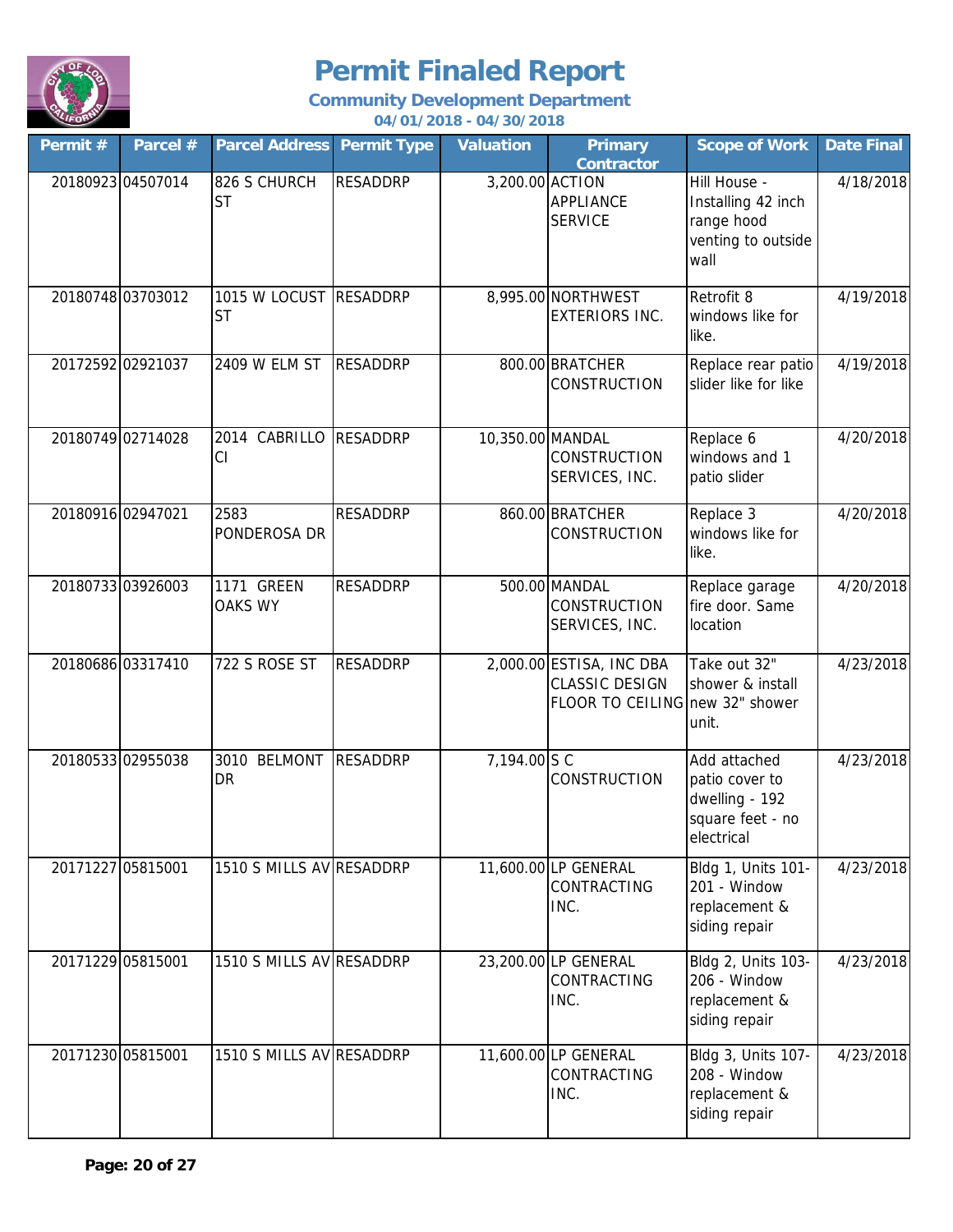# Permit Finaled Report

**Community Development Department**

**04/01/2018 - 04/30/2018**

| Permit # | Parcel # | Parcel Address | Permit Type | Valuation | Primary Contractor | Scope of Work | Date Final |
|---|---|---|---|---|---|---|---|
| 20180923 | 04507014 | 826 S CHURCH ST | RESADDRP | 3,200.00 | ACTION APPLIANCE SERVICE | Hill House - Installing 42 inch range hood venting to outside wall | 4/18/2018 |
| 20180748 | 03703012 | 1015 W LOCUST ST | RESADDRP | 8,995.00 | NORTHWEST EXTERIORS INC. | Retrofit 8 windows like for like. | 4/19/2018 |
| 20172592 | 02921037 | 2409 W ELM ST | RESADDRP | 800.00 | BRATCHER CONSTRUCTION | Replace rear patio slider like for like | 4/19/2018 |
| 20180749 | 02714028 | 2014 CABRILLO CI | RESADDRP | 10,350.00 | MANDAL CONSTRUCTION SERVICES, INC. | Replace 6 windows and 1 patio slider | 4/20/2018 |
| 20180916 | 02947021 | 2583 PONDEROSA DR | RESADDRP | 860.00 | BRATCHER CONSTRUCTION | Replace 3 windows like for like. | 4/20/2018 |
| 20180733 | 03926003 | 1171 GREEN OAKS WY | RESADDRP | 500.00 | MANDAL CONSTRUCTION SERVICES, INC. | Replace garage fire door. Same location | 4/20/2018 |
| 20180686 | 03317410 | 722 S ROSE ST | RESADDRP | 2,000.00 | ESTISA, INC DBA CLASSIC DESIGN FLOOR TO CEILING | Take out 32" shower & install new 32" shower unit. | 4/23/2018 |
| 20180533 | 02955038 | 3010 BELMONT DR | RESADDRP | 7,194.00 | S C CONSTRUCTION | Add attached patio cover to dwelling - 192 square feet - no electrical | 4/23/2018 |
| 20171227 | 05815001 | 1510 S MILLS AV | RESADDRP | 11,600.00 | LP GENERAL CONTRACTING INC. | Bldg 1, Units 101-201 - Window replacement & siding repair | 4/23/2018 |
| 20171229 | 05815001 | 1510 S MILLS AV | RESADDRP | 23,200.00 | LP GENERAL CONTRACTING INC. | Bldg 2, Units 103-206 - Window replacement & siding repair | 4/23/2018 |
| 20171230 | 05815001 | 1510 S MILLS AV | RESADDRP | 11,600.00 | LP GENERAL CONTRACTING INC. | Bldg 3, Units 107-208 - Window replacement & siding repair | 4/23/2018 |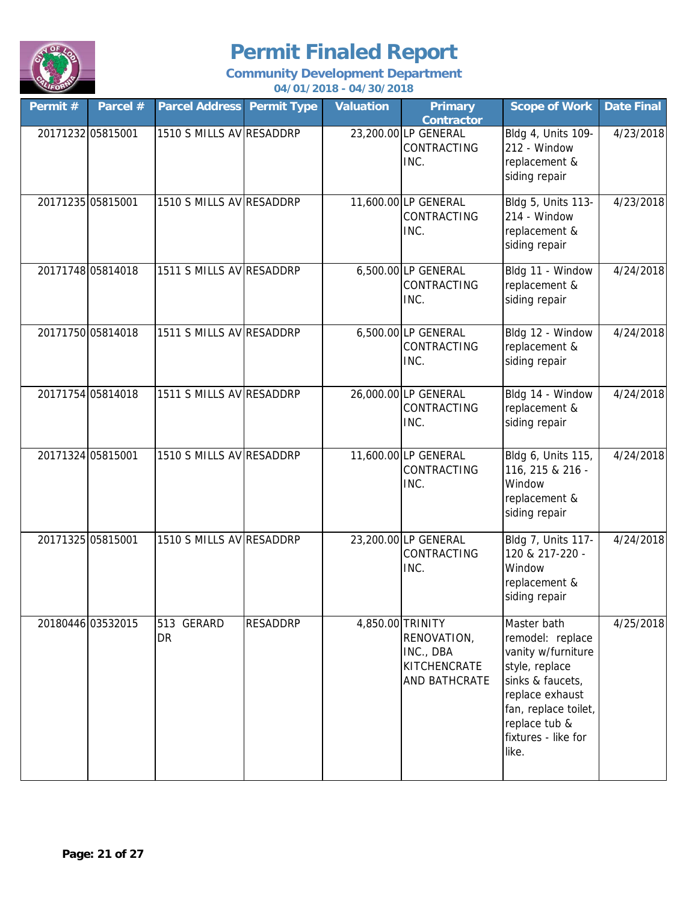# Permit Finaled Report

**Community Development Department**

**04/01/2018 - 04/30/2018**

| Permit # | Parcel # | Parcel Address | Permit Type | Valuation | Primary Contractor | Scope of Work | Date Final |
|---|---|---|---|---|---|---|---|
| 20171232 | 05815001 | 1510 S MILLS AV | RESADDRP | 23,200.00 | LP GENERAL CONTRACTING INC. | Bldg 4, Units 109-212 - Window replacement & siding repair | 4/23/2018 |
| 20171235 | 05815001 | 1510 S MILLS AV | RESADDRP | 11,600.00 | LP GENERAL CONTRACTING INC. | Bldg 5, Units 113-214 - Window replacement & siding repair | 4/23/2018 |
| 20171748 | 05814018 | 1511 S MILLS AV | RESADDRP | 6,500.00 | LP GENERAL CONTRACTING INC. | Bldg 11 - Window replacement & siding repair | 4/24/2018 |
| 20171750 | 05814018 | 1511 S MILLS AV | RESADDRP | 6,500.00 | LP GENERAL CONTRACTING INC. | Bldg 12 - Window replacement & siding repair | 4/24/2018 |
| 20171754 | 05814018 | 1511 S MILLS AV | RESADDRP | 26,000.00 | LP GENERAL CONTRACTING INC. | Bldg 14 - Window replacement & siding repair | 4/24/2018 |
| 20171324 | 05815001 | 1510 S MILLS AV | RESADDRP | 11,600.00 | LP GENERAL CONTRACTING INC. | Bldg 6, Units 115, 116, 215 & 216 - Window replacement & siding repair | 4/24/2018 |
| 20171325 | 05815001 | 1510 S MILLS AV | RESADDRP | 23,200.00 | LP GENERAL CONTRACTING INC. | Bldg 7, Units 117-120 & 217-220 - Window replacement & siding repair | 4/24/2018 |
| 20180446 | 03532015 | 513 GERARD DR | RESADDRP | 4,850.00 | TRINITY RENOVATION, INC., DBA KITCHENCRATE AND BATHCRATE | Master bath remodel: replace vanity w/furniture style, replace sinks & faucets, replace exhaust fan, replace toilet, replace tub & fixtures - like for like. | 4/25/2018 |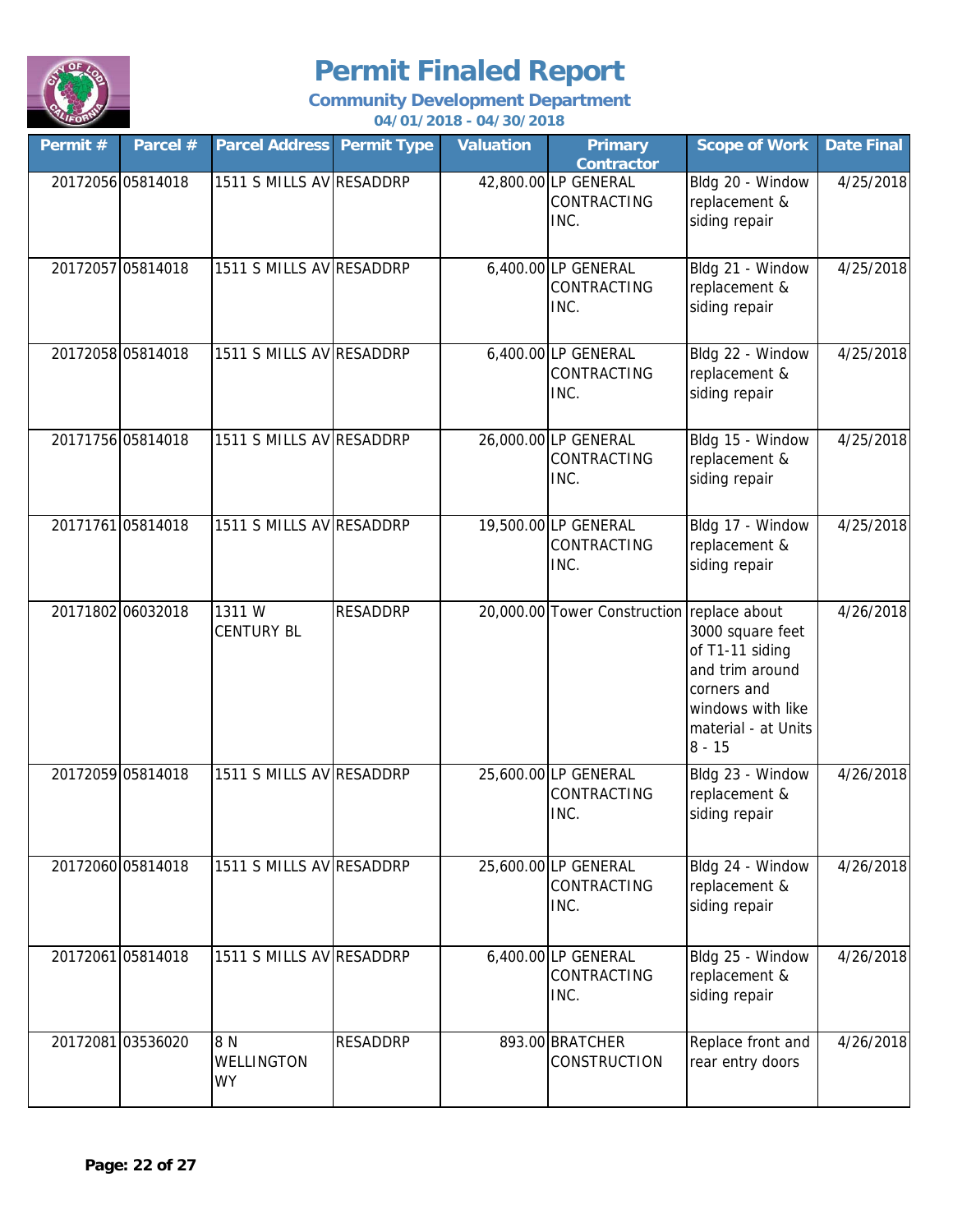# Permit Finaled Report

**Community Development Department**

**04/01/2018 - 04/30/2018**

| Permit # | Parcel # | Parcel Address | Permit Type | Valuation | Primary Contractor | Scope of Work | Date Final |
|---|---|---|---|---|---|---|---|
| 20172056 | 05814018 | 1511 S MILLS AV | RESADDRP | 42,800.00 | LP GENERAL CONTRACTING INC. | Bldg 20 - Window replacement & siding repair | 4/25/2018 |
| 20172057 | 05814018 | 1511 S MILLS AV | RESADDRP | 6,400.00 | LP GENERAL CONTRACTING INC. | Bldg 21 - Window replacement & siding repair | 4/25/2018 |
| 20172058 | 05814018 | 1511 S MILLS AV | RESADDRP | 6,400.00 | LP GENERAL CONTRACTING INC. | Bldg 22 - Window replacement & siding repair | 4/25/2018 |
| 20171756 | 05814018 | 1511 S MILLS AV | RESADDRP | 26,000.00 | LP GENERAL CONTRACTING INC. | Bldg 15 - Window replacement & siding repair | 4/25/2018 |
| 20171761 | 05814018 | 1511 S MILLS AV | RESADDRP | 19,500.00 | LP GENERAL CONTRACTING INC. | Bldg 17 - Window replacement & siding repair | 4/25/2018 |
| 20171802 | 06032018 | 1311 W CENTURY BL | RESADDRP | 20,000.00 | Tower Construction | replace about 3000 square feet of T1-11 siding and trim around corners and windows with like material - at Units 8 - 15 | 4/26/2018 |
| 20172059 | 05814018 | 1511 S MILLS AV | RESADDRP | 25,600.00 | LP GENERAL CONTRACTING INC. | Bldg 23 - Window replacement & siding repair | 4/26/2018 |
| 20172060 | 05814018 | 1511 S MILLS AV | RESADDRP | 25,600.00 | LP GENERAL CONTRACTING INC. | Bldg 24 - Window replacement & siding repair | 4/26/2018 |
| 20172061 | 05814018 | 1511 S MILLS AV | RESADDRP | 6,400.00 | LP GENERAL CONTRACTING INC. | Bldg 25 - Window replacement & siding repair | 4/26/2018 |
| 20172081 | 03536020 | 8 N WELLINGTON WY | RESADDRP | 893.00 | BRATCHER CONSTRUCTION | Replace front and rear entry doors | 4/26/2018 |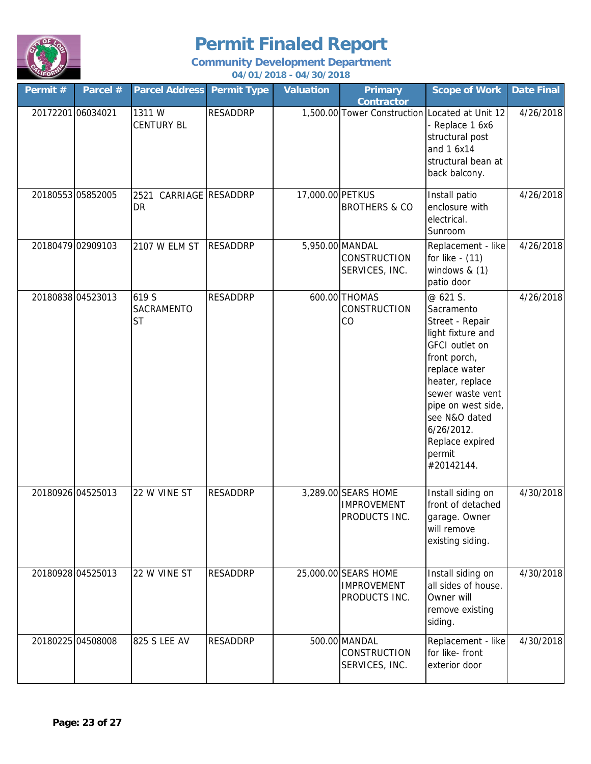# Permit Finaled Report

## Community Development Department

### 04/01/2018 - 04/30/2018

| Permit # | Parcel # | Parcel Address | Permit Type | Valuation | Primary Contractor | Scope of Work | Date Final |
|---|---|---|---|---|---|---|---|
| 20172201 | 06034021 | 1311 W CENTURY BL | RESADDRP | 1,500.00 | Tower Construction | Located at Unit 12 - Replace 1 6x6 structural post and 1 6x14 structural bean at back balcony. | 4/26/2018 |
| 20180553 | 05852005 | 2521 CARRIAGE DR | RESADDRP | 17,000.00 | PETKUS BROTHERS & CO | Install patio enclosure with electrical. Sunroom | 4/26/2018 |
| 20180479 | 02909103 | 2107 W ELM ST | RESADDRP | 5,950.00 | MANDAL CONSTRUCTION SERVICES, INC. | Replacement - like for like - (11) windows & (1) patio door | 4/26/2018 |
| 20180838 | 04523013 | 619 S SACRAMENTO ST | RESADDRP | 600.00 | THOMAS CONSTRUCTION CO | @ 621 S. Sacramento Street - Repair light fixture and GFCI outlet on front porch, replace water heater, replace sewer waste vent pipe on west side, see N&O dated 6/26/2012. Replace expired permit #20142144. | 4/26/2018 |
| 20180926 | 04525013 | 22 W VINE ST | RESADDRP | 3,289.00 | SEARS HOME IMPROVEMENT PRODUCTS INC. | Install siding on front of detached garage. Owner will remove existing siding. | 4/30/2018 |
| 20180928 | 04525013 | 22 W VINE ST | RESADDRP | 25,000.00 | SEARS HOME IMPROVEMENT PRODUCTS INC. | Install siding on all sides of house. Owner will remove existing siding. | 4/30/2018 |
| 20180225 | 04508008 | 825 S LEE AV | RESADDRP | 500.00 | MANDAL CONSTRUCTION SERVICES, INC. | Replacement - like for like- front exterior door | 4/30/2018 |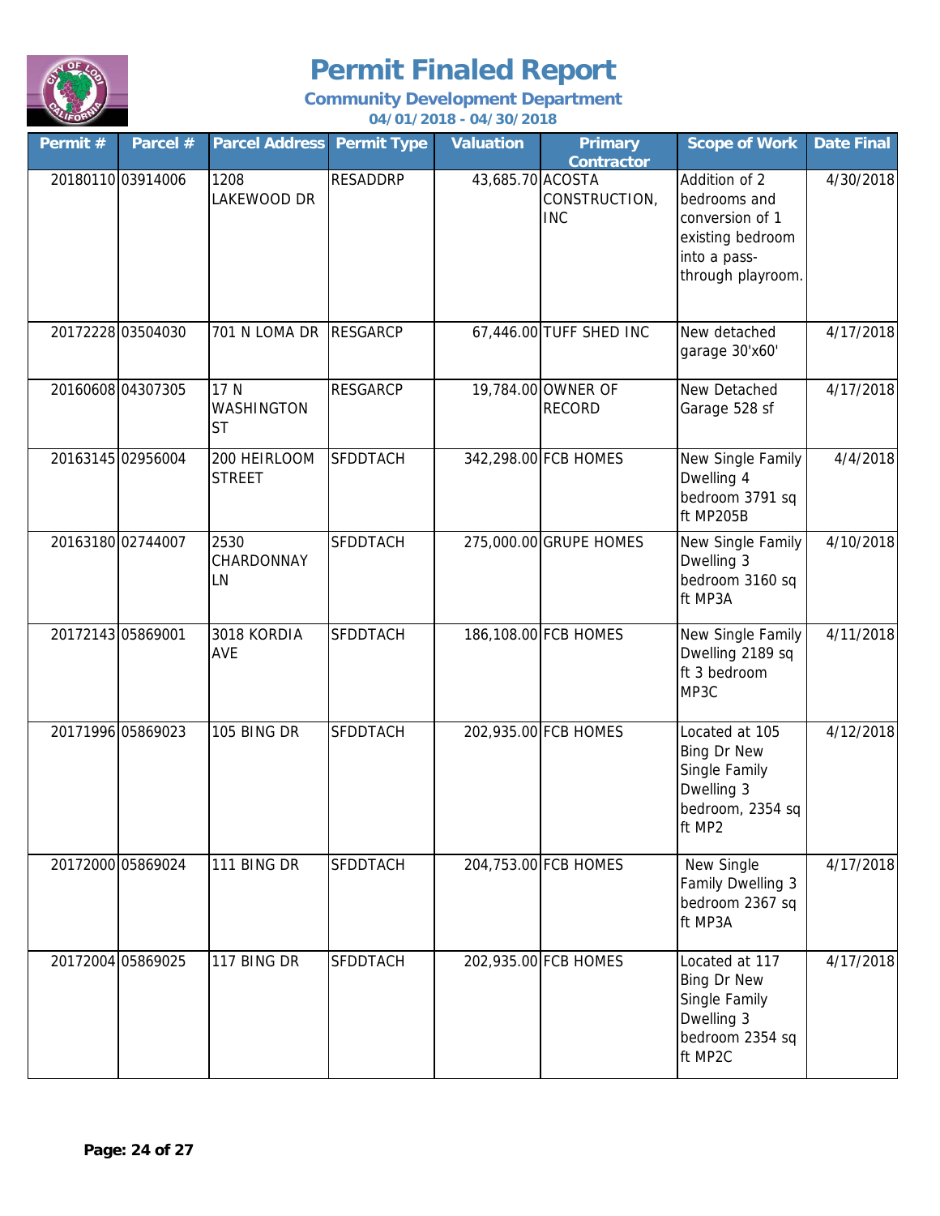# Permit Finaled Report

### Community Development Department

**04/01/2018 - 04/30/2018**

| Permit # | Parcel # | Parcel Address | Permit Type | Valuation | Primary Contractor | Scope of Work | Date Final |
|---|---|---|---|---|---|---|---|
| 20180110 | 03914006 | 1208 LAKEWOOD DR | RESADDRP | 43,685.70 | ACOSTA CONSTRUCTION, INC | Addition of 2 bedrooms and conversion of 1 existing bedroom into a pass-through playroom. | 4/30/2018 |
| 20172228 | 03504030 | 701 N LOMA DR | RESGARCP | 67,446.00 | TUFF SHED INC | New detached garage 30'x60' | 4/17/2018 |
| 20160608 | 04307305 | 17 N WASHINGTON ST | RESGARCP | 19,784.00 | OWNER OF RECORD | New Detached Garage 528 sf | 4/17/2018 |
| 20163145 | 02956004 | 200 HEIRLOOM STREET | SFDDTACH | 342,298.00 | FCB HOMES | New Single Family Dwelling 4 bedroom 3791 sq ft MP205B | 4/4/2018 |
| 20163180 | 02744007 | 2530 CHARDONNAY LN | SFDDTACH | 275,000.00 | GRUPE HOMES | New Single Family Dwelling 3 bedroom 3160 sq ft MP3A | 4/10/2018 |
| 20172143 | 05869001 | 3018 KORDIA AVE | SFDDTACH | 186,108.00 | FCB HOMES | New Single Family Dwelling 2189 sq ft 3 bedroom MP3C | 4/11/2018 |
| 20171996 | 05869023 | 105 BING DR | SFDDTACH | 202,935.00 | FCB HOMES | Located at 105 Bing Dr New Single Family Dwelling 3 bedroom, 2354 sq ft MP2 | 4/12/2018 |
| 20172000 | 05869024 | 111 BING DR | SFDDTACH | 204,753.00 | FCB HOMES | New Single Family Dwelling 3 bedroom 2367 sq ft MP3A | 4/17/2018 |
| 20172004 | 05869025 | 117 BING DR | SFDDTACH | 202,935.00 | FCB HOMES | Located at 117 Bing Dr New Single Family Dwelling 3 bedroom 2354 sq ft MP2C | 4/17/2018 |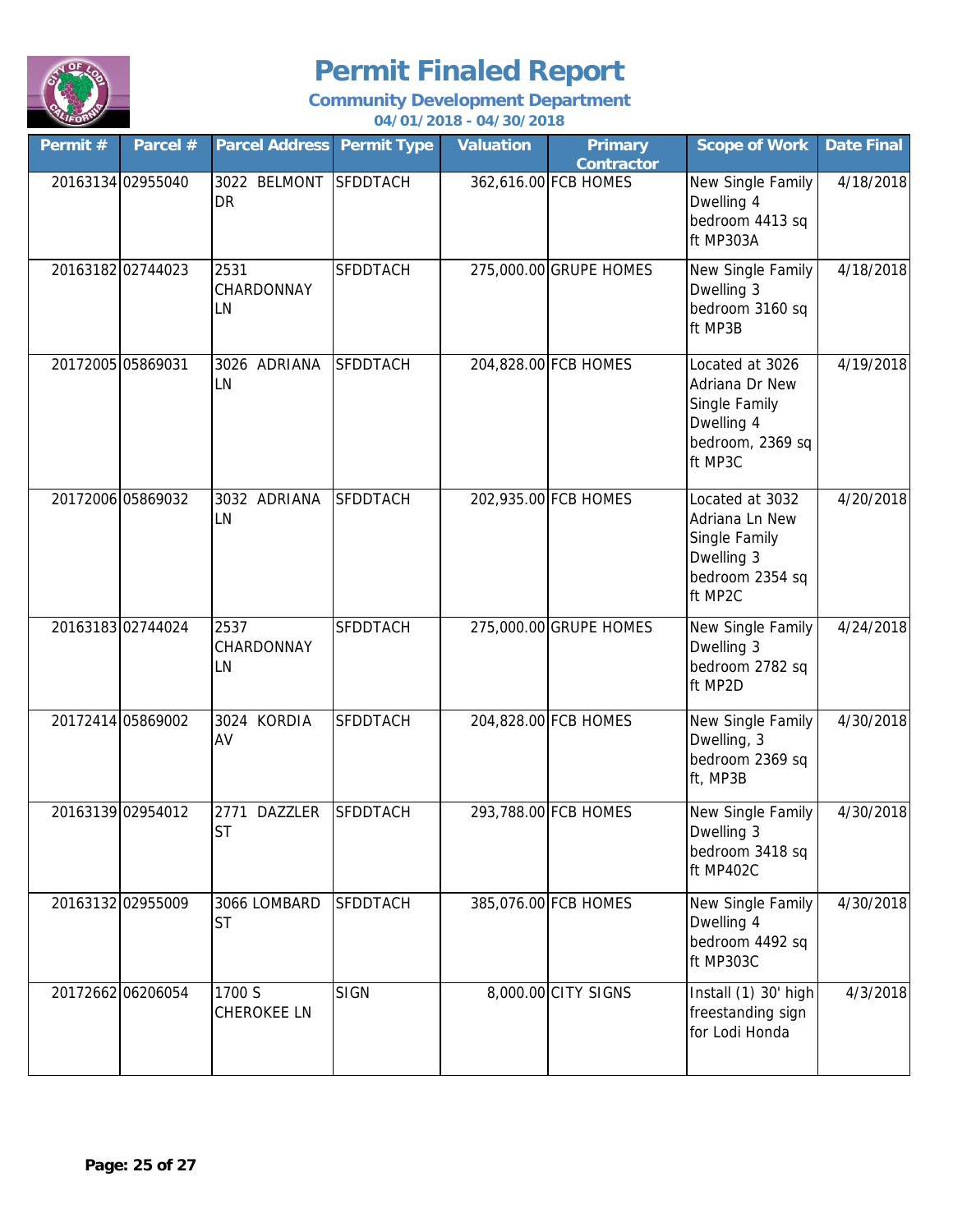# Permit Finaled Report

**Community Development Department**

**04/01/2018 - 04/30/2018**

| Permit # | Parcel # | Parcel Address | Permit Type | Valuation | Primary Contractor | Scope of Work | Date Final |
|---|---|---|---|---|---|---|---|
| 20163134 | 02955040 | 3022 BELMONT DR | SFDDTACH | 362,616.00 | FCB HOMES | New Single Family Dwelling 4 bedroom 4413 sq ft MP303A | 4/18/2018 |
| 20163182 | 02744023 | 2531 CHARDONNAY LN | SFDDTACH | 275,000.00 | GRUPE HOMES | New Single Family Dwelling 3 bedroom 3160 sq ft MP3B | 4/18/2018 |
| 20172005 | 05869031 | 3026 ADRIANA LN | SFDDTACH | 204,828.00 | FCB HOMES | Located at 3026 Adriana Dr New Single Family Dwelling 4 bedroom, 2369 sq ft MP3C | 4/19/2018 |
| 20172006 | 05869032 | 3032 ADRIANA LN | SFDDTACH | 202,935.00 | FCB HOMES | Located at 3032 Adriana Ln New Single Family Dwelling 3 bedroom 2354 sq ft MP2C | 4/20/2018 |
| 20163183 | 02744024 | 2537 CHARDONNAY LN | SFDDTACH | 275,000.00 | GRUPE HOMES | New Single Family Dwelling 3 bedroom 2782 sq ft MP2D | 4/24/2018 |
| 20172414 | 05869002 | 3024 KORDIA AV | SFDDTACH | 204,828.00 | FCB HOMES | New Single Family Dwelling, 3 bedroom 2369 sq ft, MP3B | 4/30/2018 |
| 20163139 | 02954012 | 2771 DAZZLER ST | SFDDTACH | 293,788.00 | FCB HOMES | New Single Family Dwelling 3 bedroom 3418 sq ft MP402C | 4/30/2018 |
| 20163132 | 02955009 | 3066 LOMBARD ST | SFDDTACH | 385,076.00 | FCB HOMES | New Single Family Dwelling 4 bedroom 4492 sq ft MP303C | 4/30/2018 |
| 20172662 | 06206054 | 1700 S CHEROKEE LN | SIGN | 8,000.00 | CITY SIGNS | Install (1) 30' high freestanding sign for Lodi Honda | 4/3/2018 |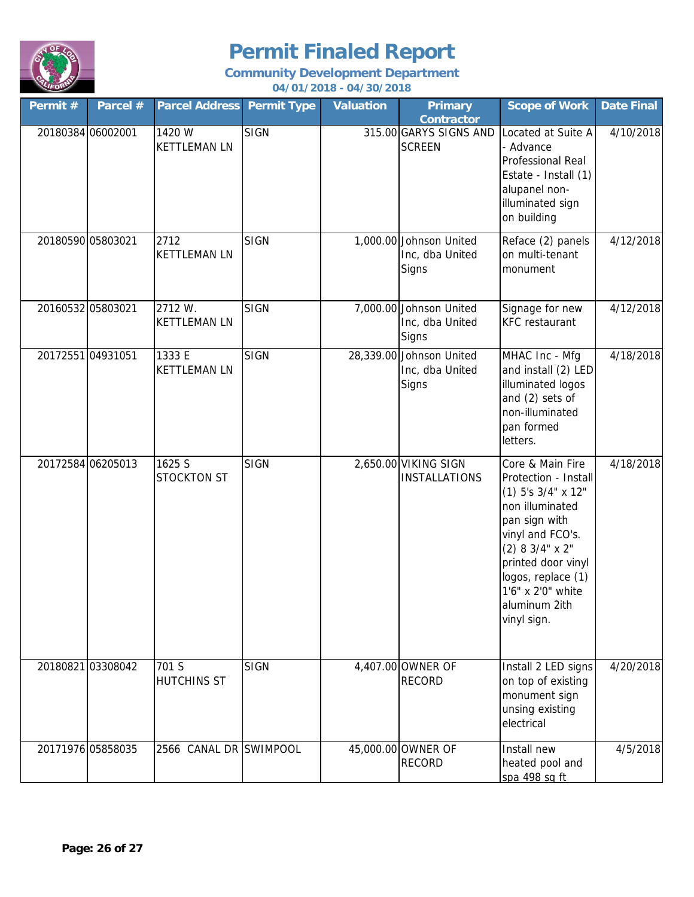# Permit Finaled Report

## Community Development Department

### 04/01/2018 - 04/30/2018

| Permit # | Parcel # | Parcel Address | Permit Type | Valuation | Primary Contractor | Scope of Work | Date Final |
|---|---|---|---|---|---|---|---|
| 20180384 | 06002001 | 1420 W KETTLEMAN LN | SIGN | 315.00 | GARYS SIGNS AND SCREEN | Located at Suite A - Advance Professional Real Estate - Install (1) alupanel non-illuminated sign on building | 4/10/2018 |
| 20180590 | 05803021 | 2712 KETTLEMAN LN | SIGN | 1,000.00 | Johnson United Inc, dba United Signs | Reface (2) panels on multi-tenant monument | 4/12/2018 |
| 20160532 | 05803021 | 2712 W. KETTLEMAN LN | SIGN | 7,000.00 | Johnson United Inc, dba United Signs | Signage for new KFC restaurant | 4/12/2018 |
| 20172551 | 04931051 | 1333 E KETTLEMAN LN | SIGN | 28,339.00 | Johnson United Inc, dba United Signs | MHAC Inc - Mfg and install (2) LED illuminated logos and (2) sets of non-illuminated pan formed letters. | 4/18/2018 |
| 20172584 | 06205013 | 1625 S STOCKTON ST | SIGN | 2,650.00 | VIKING SIGN INSTALLATIONS | Core & Main Fire Protection - Install (1) 5's 3/4" x 12" non illuminated pan sign with vinyl and FCO's. (2) 8 3/4" x 2" printed door vinyl logos, replace (1) 1'6" x 2'0" white aluminum 2ith vinyl sign. | 4/18/2018 |
| 20180821 | 03308042 | 701 S HUTCHINS ST | SIGN | 4,407.00 | OWNER OF RECORD | Install 2 LED signs on top of existing monument sign unsing existing electrical | 4/20/2018 |
| 20171976 | 05858035 | 2566 CANAL DR | SWIMPOOL | 45,000.00 | OWNER OF RECORD | Install new heated pool and spa 498 sq ft | 4/5/2018 |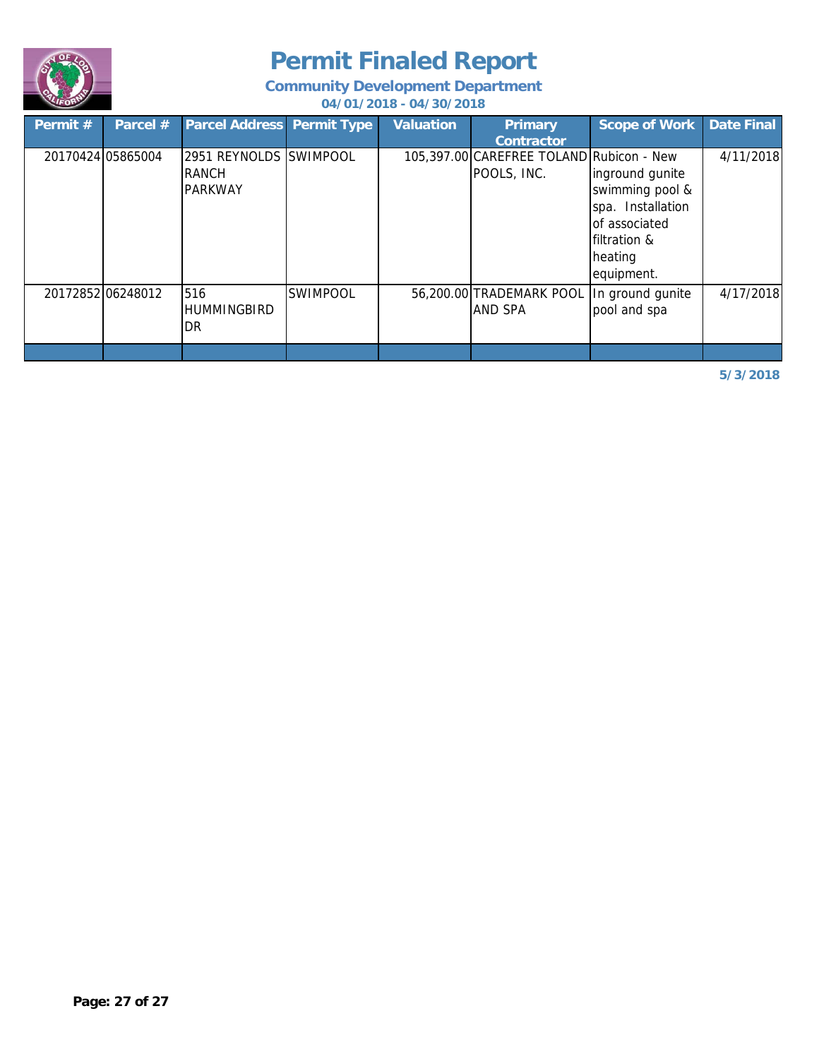# Permit Finaled Report

**Community Development Department**

**04/01/2018 - 04/30/2018**

| Permit # | Parcel # | Parcel Address | Permit Type | Valuation | Primary Contractor | Scope of Work | Date Final |
|---|---|---|---|---|---|---|---|
| 20170424 | 05865004 | 2951 REYNOLDS RANCH PARKWAY | SWIMPOOL | 105,397.00 | CAREFREE TOLAND POOLS, INC. | Rubicon - New inground gunite swimming pool & spa. Installation of associated filtration & heating equipment. | 4/11/2018 |
| 20172852 | 06248012 | 516 HUMMINGBIRD DR | SWIMPOOL | 56,200.00 | TRADEMARK POOL AND SPA | In ground gunite pool and spa | 4/17/2018 |

5/3/2018